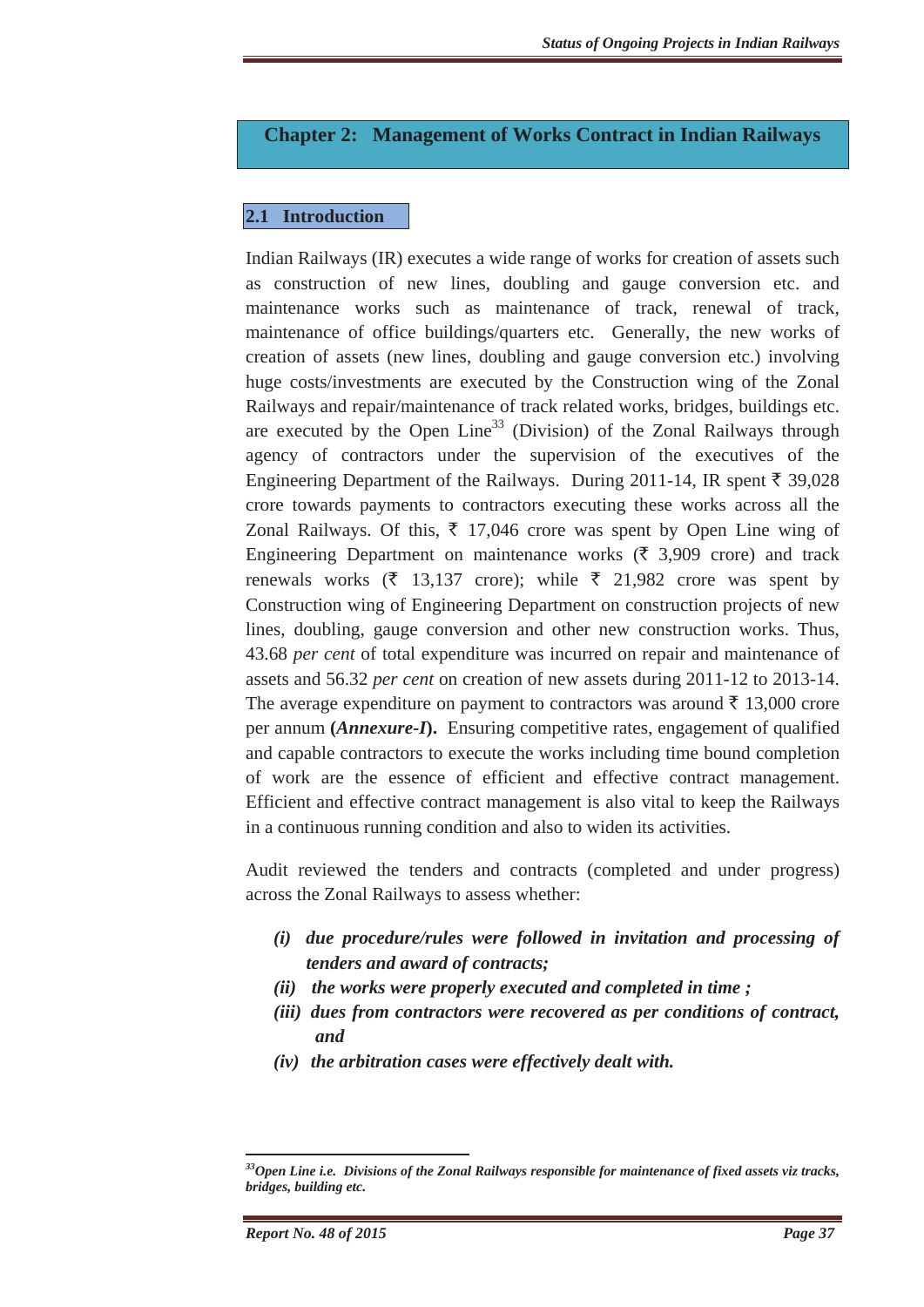# Chapter 2: Management of Works Contract in Indian Railways

## 2.1 Introduction

Indian Railways (IR) executes a wide range of works for creation of assets such as construction of new lines, doubling and gauge conversion etc. and maintenance works such as maintenance of track, renewal of track, maintenance of office buildings/quarters etc. Generally, the new works of creation of assets (new lines, doubling and gauge conversion etc.) involving huge costs/investments are executed by the Construction wing of the Zonal Railways and repair/maintenance of track related works, bridges, buildings etc. are executed by the Open Line[33] (Division) of the Zonal Railways through agency of contractors under the supervision of the executives of the Engineering Department of the Railways. During 2011-14, IR spent ₹ 39,028 crore towards payments to contractors executing these works across all the Zonal Railways. Of this, ₹ 17,046 crore was spent by Open Line wing of Engineering Department on maintenance works (₹ 3,909 crore) and track renewals works (₹ 13,137 crore); while ₹ 21,982 crore was spent by Construction wing of Engineering Department on construction projects of new lines, doubling, gauge conversion and other new construction works. Thus, 43.68 *per cent* of total expenditure was incurred on repair and maintenance of assets and 56.32 *per cent* on creation of new assets during 2011-12 to 2013-14. The average expenditure on payment to contractors was around ₹ 13,000 crore per annum **(*Annexure-I*).** Ensuring competitive rates, engagement of qualified and capable contractors to execute the works including time bound completion of work are the essence of efficient and effective contract management. Efficient and effective contract management is also vital to keep the Railways in a continuous running condition and also to widen its activities.

Audit reviewed the tenders and contracts (completed and under progress) across the Zonal Railways to assess whether:

- ***(i) due procedure/rules were followed in invitation and processing of tenders and award of contracts;***
- ***(ii) the works were properly executed and completed in time ;***
- ***(iii) dues from contractors were recovered as per conditions of contract, and***
- ***(iv) the arbitration cases were effectively dealt with.***

---

*[33] Open Line i.e. Divisions of the Zonal Railways responsible for maintenance of fixed assets viz tracks, bridges, building etc.*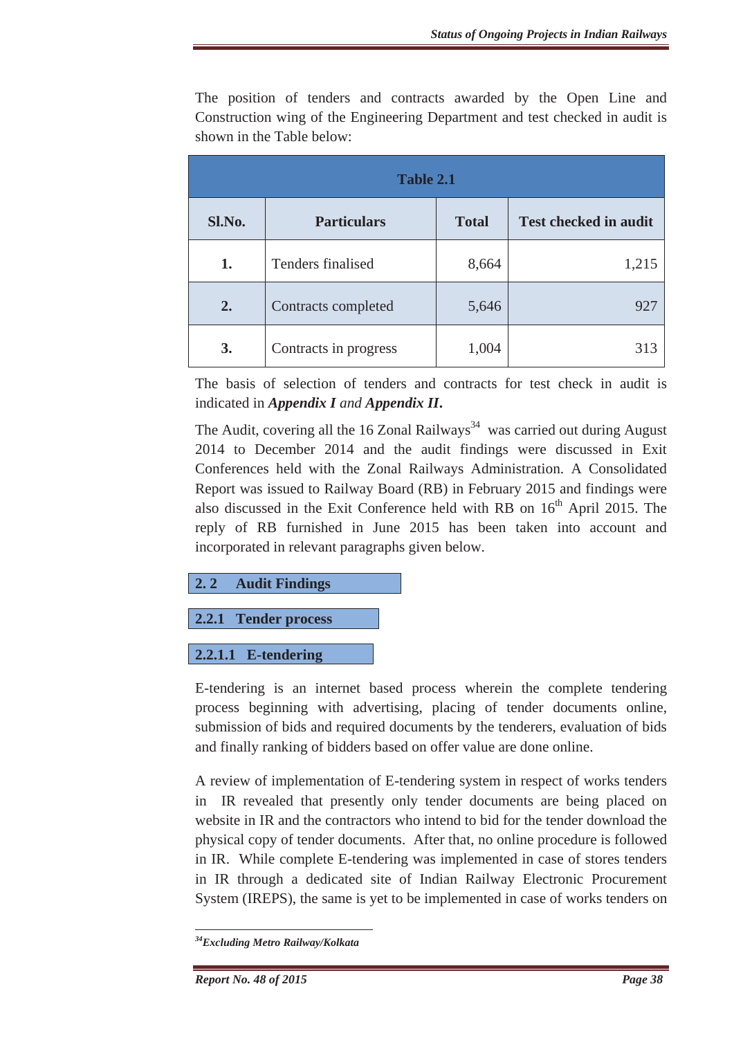The position of tenders and contracts awarded by the Open Line and Construction wing of the Engineering Department and test checked in audit is shown in the Table below:

| Table 2.1 | | | |
|---|---|---|---|
| **Sl.No.** | **Particulars** | **Total** | **Test checked in audit** |
| **1.** | Tenders finalised | 8,664 | 1,215 |
| **2.** | Contracts completed | 5,646 | 927 |
| **3.** | Contracts in progress | 1,004 | 313 |

The basis of selection of tenders and contracts for test check in audit is indicated in ***Appendix I*** *and* ***Appendix II***.

The Audit, covering all the 16 Zonal Railways[34] was carried out during August 2014 to December 2014 and the audit findings were discussed in Exit Conferences held with the Zonal Railways Administration. A Consolidated Report was issued to Railway Board (RB) in February 2015 and findings were also discussed in the Exit Conference held with RB on 16th April 2015. The reply of RB furnished in June 2015 has been taken into account and incorporated in relevant paragraphs given below.

## 2.2 Audit Findings

### 2.2.1 Tender process

#### 2.2.1.1 E-tendering

E-tendering is an internet based process wherein the complete tendering process beginning with advertising, placing of tender documents online, submission of bids and required documents by the tenderers, evaluation of bids and finally ranking of bidders based on offer value are done online.

A review of implementation of E-tendering system in respect of works tenders in IR revealed that presently only tender documents are being placed on website in IR and the contractors who intend to bid for the tender download the physical copy of tender documents. After that, no online procedure is followed in IR. While complete E-tendering was implemented in case of stores tenders in IR through a dedicated site of Indian Railway Electronic Procurement System (IREPS), the same is yet to be implemented in case of works tenders on

---

[34] *Excluding Metro Railway/Kolkata*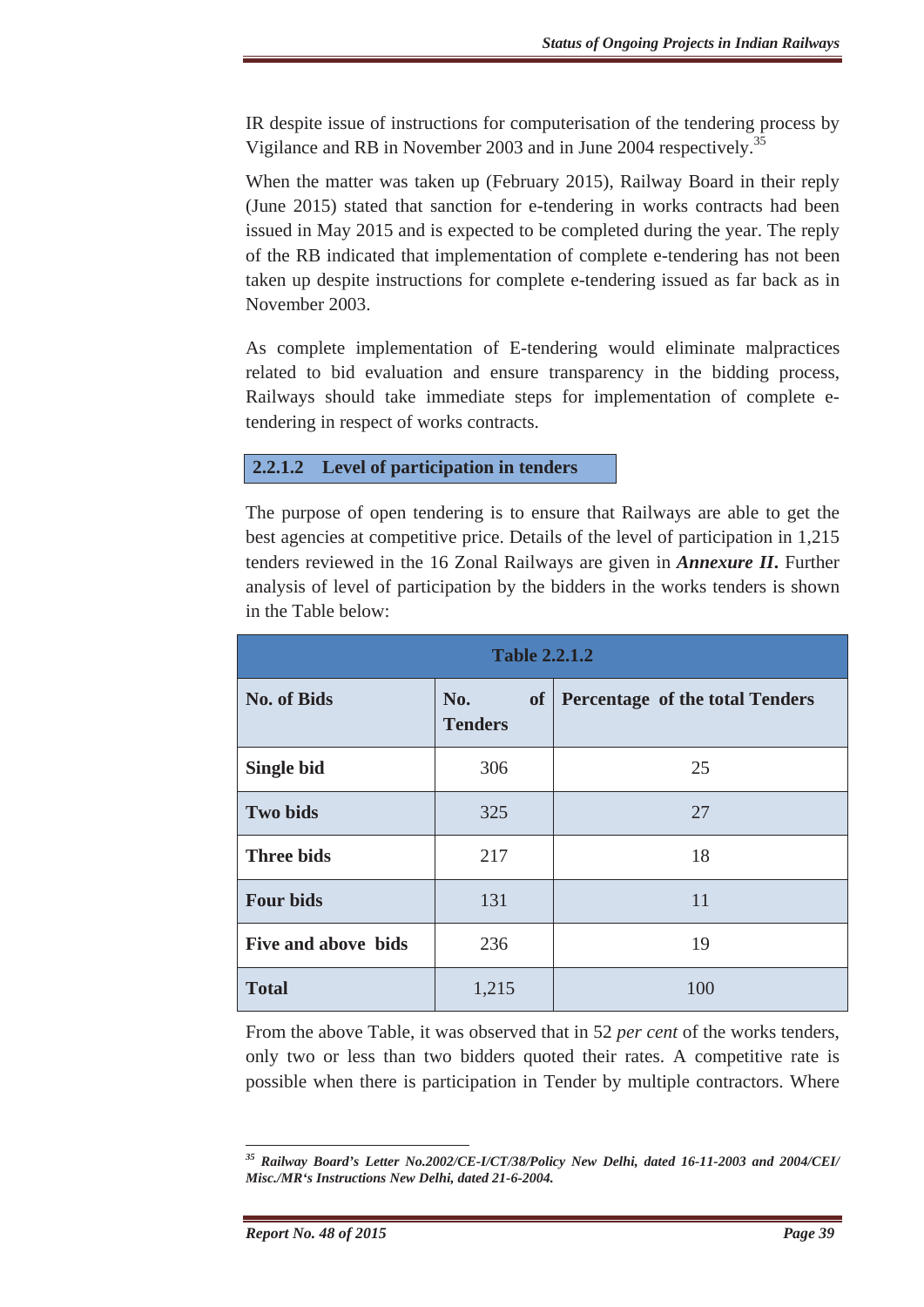IR despite issue of instructions for computerisation of the tendering process by Vigilance and RB in November 2003 and in June 2004 respectively.[35]

When the matter was taken up (February 2015), Railway Board in their reply (June 2015) stated that sanction for e-tendering in works contracts had been issued in May 2015 and is expected to be completed during the year. The reply of the RB indicated that implementation of complete e-tendering has not been taken up despite instructions for complete e-tendering issued as far back as in November 2003.

As complete implementation of E-tendering would eliminate malpractices related to bid evaluation and ensure transparency in the bidding process, Railways should take immediate steps for implementation of complete e-tendering in respect of works contracts.

#### 2.2.1.2 Level of participation in tenders

The purpose of open tendering is to ensure that Railways are able to get the best agencies at competitive price. Details of the level of participation in 1,215 tenders reviewed in the 16 Zonal Railways are given in ***Annexure II***. Further analysis of level of participation by the bidders in the works tenders is shown in the Table below:

**Table 2.2.1.2**

| No. of Bids | No. of Tenders | Percentage of the total Tenders |
|---|---|---|
| **Single bid** | 306 | 25 |
| **Two bids** | 325 | 27 |
| **Three bids** | 217 | 18 |
| **Four bids** | 131 | 11 |
| **Five and above bids** | 236 | 19 |
| **Total** | 1,215 | 100 |

From the above Table, it was observed that in 52 *per cent* of the works tenders, only two or less than two bidders quoted their rates. A competitive rate is possible when there is participation in Tender by multiple contractors. Where

---

[35] ***Railway Board's Letter No.2002/CE-I/CT/38/Policy New Delhi, dated 16-11-2003 and 2004/CEI/ Misc./MR's Instructions New Delhi, dated 21-6-2004.***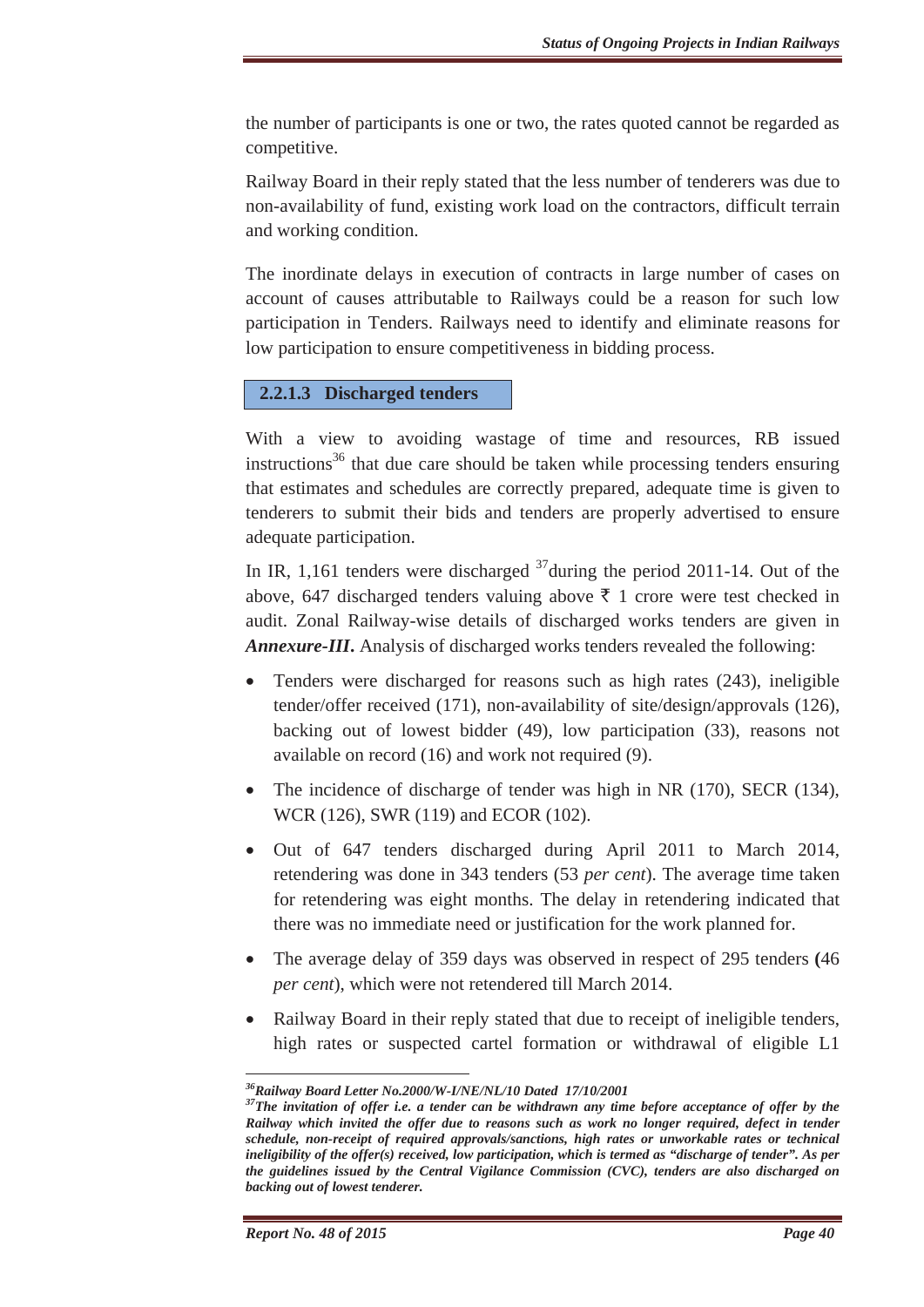the number of participants is one or two, the rates quoted cannot be regarded as competitive.

Railway Board in their reply stated that the less number of tenderers was due to non-availability of fund, existing work load on the contractors, difficult terrain and working condition.

The inordinate delays in execution of contracts in large number of cases on account of causes attributable to Railways could be a reason for such low participation in Tenders. Railways need to identify and eliminate reasons for low participation to ensure competitiveness in bidding process.

### 2.2.1.3 Discharged tenders

With a view to avoiding wastage of time and resources, RB issued instructions[36] that due care should be taken while processing tenders ensuring that estimates and schedules are correctly prepared, adequate time is given to tenderers to submit their bids and tenders are properly advertised to ensure adequate participation.

In IR, 1,161 tenders were discharged [37]during the period 2011-14. Out of the above, 647 discharged tenders valuing above ₹ 1 crore were test checked in audit. Zonal Railway-wise details of discharged works tenders are given in ***Annexure-III***. Analysis of discharged works tenders revealed the following:

- Tenders were discharged for reasons such as high rates (243), ineligible tender/offer received (171), non-availability of site/design/approvals (126), backing out of lowest bidder (49), low participation (33), reasons not available on record (16) and work not required (9).
- The incidence of discharge of tender was high in NR (170), SECR (134), WCR (126), SWR (119) and ECOR (102).
- Out of 647 tenders discharged during April 2011 to March 2014, retendering was done in 343 tenders (53 *per cent*). The average time taken for retendering was eight months. The delay in retendering indicated that there was no immediate need or justification for the work planned for.
- The average delay of 359 days was observed in respect of 295 tenders **(**46 *per cent*), which were not retendered till March 2014.
- Railway Board in their reply stated that due to receipt of ineligible tenders, high rates or suspected cartel formation or withdrawal of eligible L1

---

***[36]Railway Board Letter No.2000/W-I/NE/NL/10 Dated 17/10/2001***

***[37]The invitation of offer i.e. a tender can be withdrawn any time before acceptance of offer by the Railway which invited the offer due to reasons such as work no longer required, defect in tender schedule, non-receipt of required approvals/sanctions, high rates or unworkable rates or technical ineligibility of the offer(s) received, low participation, which is termed as "discharge of tender". As per the guidelines issued by the Central Vigilance Commission (CVC), tenders are also discharged on backing out of lowest tenderer.***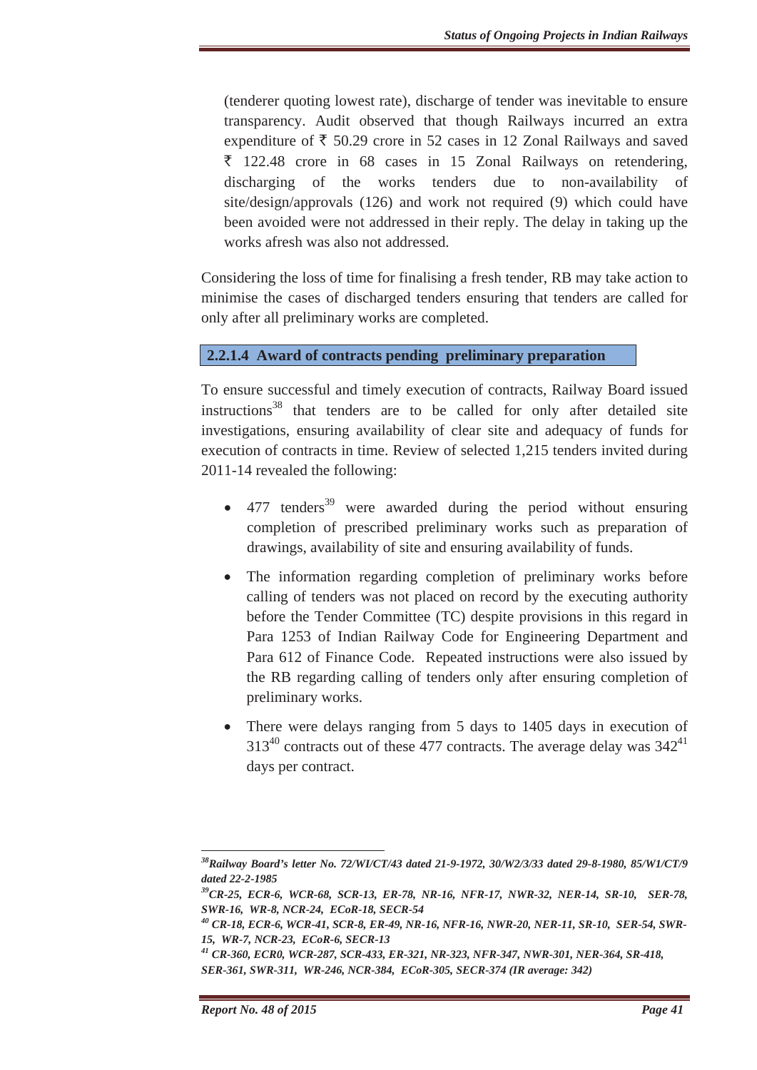(tenderer quoting lowest rate), discharge of tender was inevitable to ensure transparency. Audit observed that though Railways incurred an extra expenditure of ₹ 50.29 crore in 52 cases in 12 Zonal Railways and saved ₹ 122.48 crore in 68 cases in 15 Zonal Railways on retendering, discharging of the works tenders due to non-availability of site/design/approvals (126) and work not required (9) which could have been avoided were not addressed in their reply. The delay in taking up the works afresh was also not addressed.

Considering the loss of time for finalising a fresh tender, RB may take action to minimise the cases of discharged tenders ensuring that tenders are called for only after all preliminary works are completed.

#### 2.2.1.4 Award of contracts pending preliminary preparation

To ensure successful and timely execution of contracts, Railway Board issued instructions[38] that tenders are to be called for only after detailed site investigations, ensuring availability of clear site and adequacy of funds for execution of contracts in time. Review of selected 1,215 tenders invited during 2011-14 revealed the following:

- 477 tenders[39] were awarded during the period without ensuring completion of prescribed preliminary works such as preparation of drawings, availability of site and ensuring availability of funds.
- The information regarding completion of preliminary works before calling of tenders was not placed on record by the executing authority before the Tender Committee (TC) despite provisions in this regard in Para 1253 of Indian Railway Code for Engineering Department and Para 612 of Finance Code. Repeated instructions were also issued by the RB regarding calling of tenders only after ensuring completion of preliminary works.
- There were delays ranging from 5 days to 1405 days in execution of 313[40] contracts out of these 477 contracts. The average delay was 342[41] days per contract.

---

[38] *Railway Board's letter No. 72/WI/CT/43 dated 21-9-1972, 30/W2/3/33 dated 29-8-1980, 85/W1/CT/9 dated 22-2-1985*

[39] *CR-25, ECR-6, WCR-68, SCR-13, ER-78, NR-16, NFR-17, NWR-32, NER-14, SR-10, SER-78, SWR-16, WR-8, NCR-24, ECoR-18, SECR-54*

[40] *CR-18, ECR-6, WCR-41, SCR-8, ER-49, NR-16, NFR-16, NWR-20, NER-11, SR-10, SER-54, SWR-15, WR-7, NCR-23, ECoR-6, SECR-13*

[41] *CR-360, ECR0, WCR-287, SCR-433, ER-321, NR-323, NFR-347, NWR-301, NER-364, SR-418, SER-361, SWR-311, WR-246, NCR-384, ECoR-305, SECR-374 (IR average: 342)*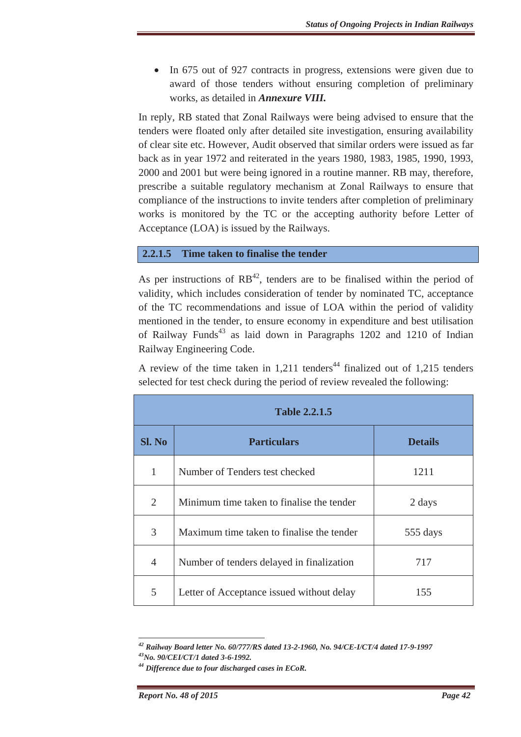- In 675 out of 927 contracts in progress, extensions were given due to award of those tenders without ensuring completion of preliminary works, as detailed in ***Annexure VIII.***

In reply, RB stated that Zonal Railways were being advised to ensure that the tenders were floated only after detailed site investigation, ensuring availability of clear site etc. However, Audit observed that similar orders were issued as far back as in year 1972 and reiterated in the years 1980, 1983, 1985, 1990, 1993, 2000 and 2001 but were being ignored in a routine manner. RB may, therefore, prescribe a suitable regulatory mechanism at Zonal Railways to ensure that compliance of the instructions to invite tenders after completion of preliminary works is monitored by the TC or the accepting authority before Letter of Acceptance (LOA) is issued by the Railways.

### 2.2.1.5 Time taken to finalise the tender

As per instructions of RB[42], tenders are to be finalised within the period of validity, which includes consideration of tender by nominated TC, acceptance of the TC recommendations and issue of LOA within the period of validity mentioned in the tender, to ensure economy in expenditure and best utilisation of Railway Funds[43] as laid down in Paragraphs 1202 and 1210 of Indian Railway Engineering Code.

A review of the time taken in 1,211 tenders[44] finalized out of 1,215 tenders selected for test check during the period of review revealed the following:

| Table 2.2.1.5 | | |
|---|---|---|
| **Sl. No** | **Particulars** | **Details** |
| 1 | Number of Tenders test checked | 1211 |
| 2 | Minimum time taken to finalise the tender | 2 days |
| 3 | Maximum time taken to finalise the tender | 555 days |
| 4 | Number of tenders delayed in finalization | 717 |
| 5 | Letter of Acceptance issued without delay | 155 |

---

[42] *Railway Board letter No. 60/777/RS dated 13-2-1960, No. 94/CE-I/CT/4 dated 17-9-1997*

[43] *No. 90/CEI/CT/1 dated 3-6-1992.*

[44] *Difference due to four discharged cases in ECoR.*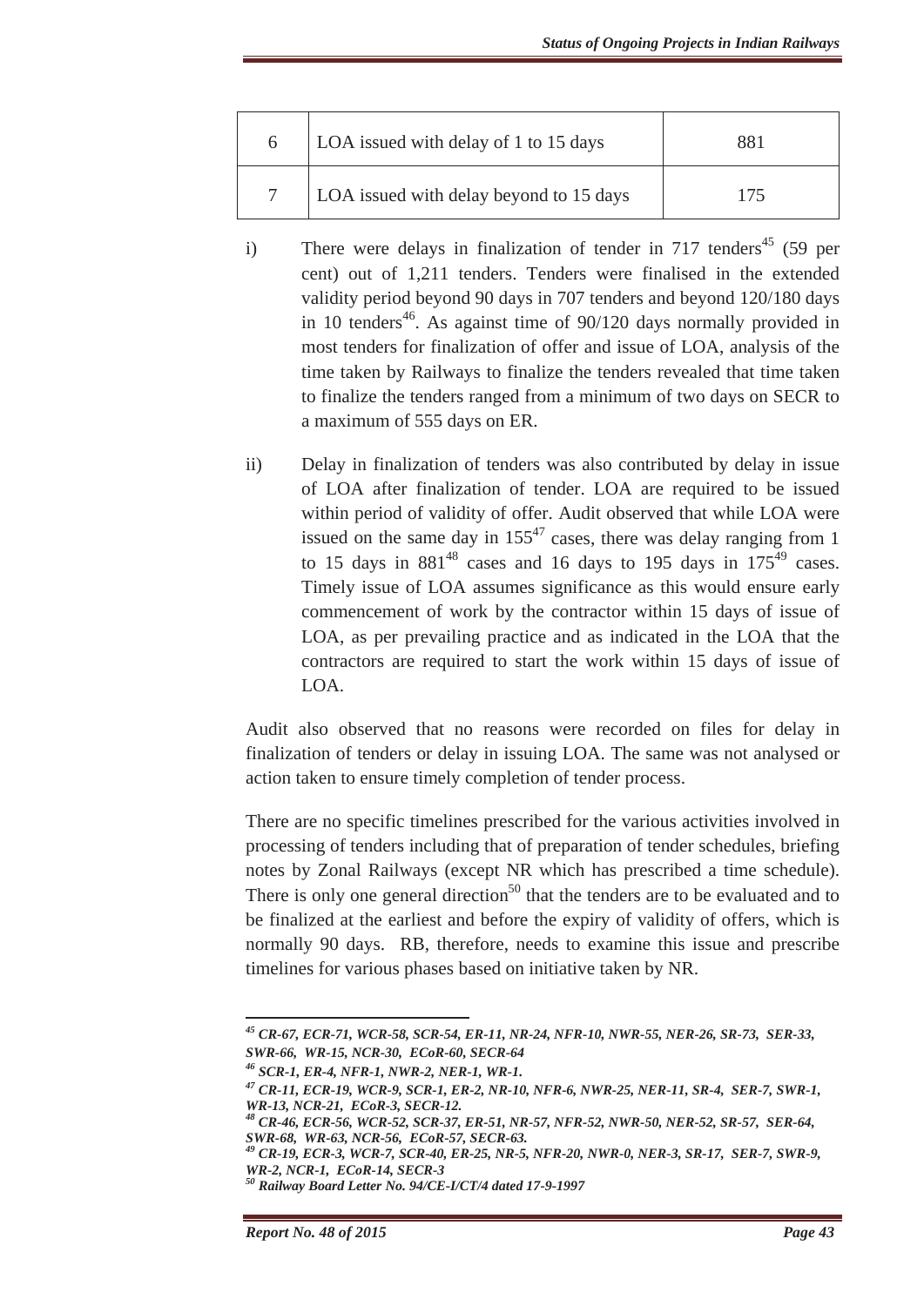| 6 | LOA issued with delay of 1 to 15 days | 881 |
|---|---|---|
| 7 | LOA issued with delay beyond to 15 days | 175 |

i) There were delays in finalization of tender in 717 tenders[45] (59 per cent) out of 1,211 tenders. Tenders were finalised in the extended validity period beyond 90 days in 707 tenders and beyond 120/180 days in 10 tenders[46]. As against time of 90/120 days normally provided in most tenders for finalization of offer and issue of LOA, analysis of the time taken by Railways to finalize the tenders revealed that time taken to finalize the tenders ranged from a minimum of two days on SECR to a maximum of 555 days on ER.

ii) Delay in finalization of tenders was also contributed by delay in issue of LOA after finalization of tender. LOA are required to be issued within period of validity of offer. Audit observed that while LOA were issued on the same day in 155[47] cases, there was delay ranging from 1 to 15 days in 881[48] cases and 16 days to 195 days in 175[49] cases. Timely issue of LOA assumes significance as this would ensure early commencement of work by the contractor within 15 days of issue of LOA, as per prevailing practice and as indicated in the LOA that the contractors are required to start the work within 15 days of issue of LOA.

Audit also observed that no reasons were recorded on files for delay in finalization of tenders or delay in issuing LOA. The same was not analysed or action taken to ensure timely completion of tender process.

There are no specific timelines prescribed for the various activities involved in processing of tenders including that of preparation of tender schedules, briefing notes by Zonal Railways (except NR which has prescribed a time schedule). There is only one general direction[50] that the tenders are to be evaluated and to be finalized at the earliest and before the expiry of validity of offers, which is normally 90 days. RB, therefore, needs to examine this issue and prescribe timelines for various phases based on initiative taken by NR.

---

***[45] CR-67, ECR-71, WCR-58, SCR-54, ER-11, NR-24, NFR-10, NWR-55, NER-26, SR-73, SER-33, SWR-66, WR-15, NCR-30, ECoR-60, SECR-64***

***[46] SCR-1, ER-4, NFR-1, NWR-2, NER-1, WR-1.***

***[47] CR-11, ECR-19, WCR-9, SCR-1, ER-2, NR-10, NFR-6, NWR-25, NER-11, SR-4, SER-7, SWR-1, WR-13, NCR-21, ECoR-3, SECR-12.***

***[48] CR-46, ECR-56, WCR-52, SCR-37, ER-51, NR-57, NFR-52, NWR-50, NER-52, SR-57, SER-64, SWR-68, WR-63, NCR-56, ECoR-57, SECR-63.***

***[49] CR-19, ECR-3, WCR-7, SCR-40, ER-25, NR-5, NFR-20, NWR-0, NER-3, SR-17, SER-7, SWR-9, WR-2, NCR-1, ECoR-14, SECR-3***

***[50] Railway Board Letter No. 94/CE-I/CT/4 dated 17-9-1997***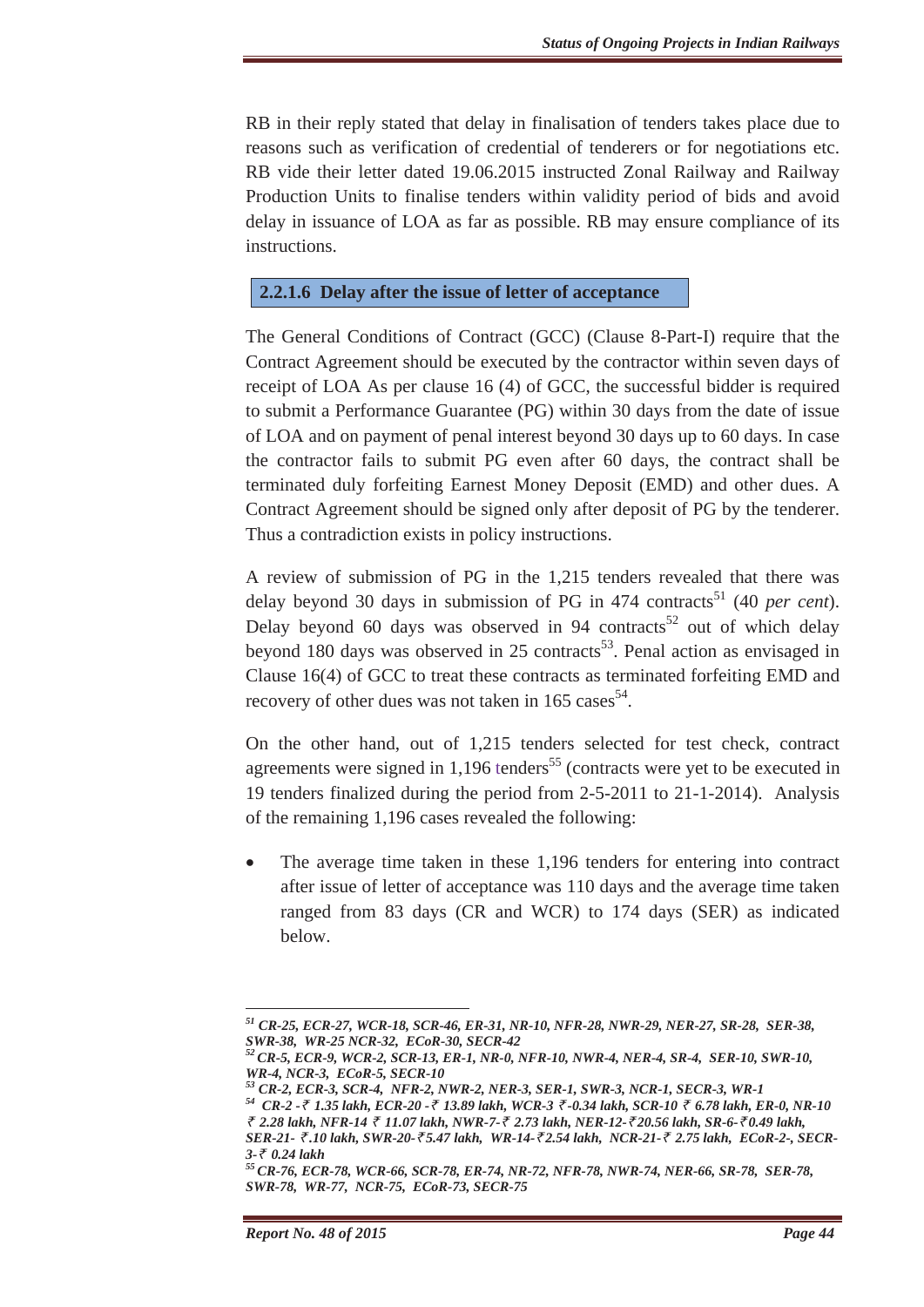RB in their reply stated that delay in finalisation of tenders takes place due to reasons such as verification of credential of tenderers or for negotiations etc. RB vide their letter dated 19.06.2015 instructed Zonal Railway and Railway Production Units to finalise tenders within validity period of bids and avoid delay in issuance of LOA as far as possible. RB may ensure compliance of its instructions.

### 2.2.1.6 Delay after the issue of letter of acceptance

The General Conditions of Contract (GCC) (Clause 8-Part-I) require that the Contract Agreement should be executed by the contractor within seven days of receipt of LOA As per clause 16 (4) of GCC, the successful bidder is required to submit a Performance Guarantee (PG) within 30 days from the date of issue of LOA and on payment of penal interest beyond 30 days up to 60 days. In case the contractor fails to submit PG even after 60 days, the contract shall be terminated duly forfeiting Earnest Money Deposit (EMD) and other dues. A Contract Agreement should be signed only after deposit of PG by the tenderer. Thus a contradiction exists in policy instructions.

A review of submission of PG in the 1,215 tenders revealed that there was delay beyond 30 days in submission of PG in 474 contracts[51] (40 *per cent*). Delay beyond 60 days was observed in 94 contracts[52] out of which delay beyond 180 days was observed in 25 contracts[53]. Penal action as envisaged in Clause 16(4) of GCC to treat these contracts as terminated forfeiting EMD and recovery of other dues was not taken in 165 cases[54].

On the other hand, out of 1,215 tenders selected for test check, contract agreements were signed in 1,196 tenders[55] (contracts were yet to be executed in 19 tenders finalized during the period from 2-5-2011 to 21-1-2014). Analysis of the remaining 1,196 cases revealed the following:

- The average time taken in these 1,196 tenders for entering into contract after issue of letter of acceptance was 110 days and the average time taken ranged from 83 days (CR and WCR) to 174 days (SER) as indicated below.

---

[51] *CR-25, ECR-27, WCR-18, SCR-46, ER-31, NR-10, NFR-28, NWR-29, NER-27, SR-28, SER-38, SWR-38, WR-25 NCR-32, ECoR-30, SECR-42*

[52] *CR-5, ECR-9, WCR-2, SCR-13, ER-1, NR-0, NFR-10, NWR-4, NER-4, SR-4, SER-10, SWR-10, WR-4, NCR-3, ECoR-5, SECR-10*

[53] *CR-2, ECR-3, SCR-4, NFR-2, NWR-2, NER-3, SER-1, SWR-3, NCR-1, SECR-3, WR-1*

[54] *CR-2 - ₹ 1.35 lakh, ECR-20 - ₹ 13.89 lakh, WCR-3 ₹-0.34 lakh, SCR-10 ₹ 6.78 lakh, ER-0, NR-10 ₹ 2.28 lakh, NFR-14 ₹ 11.07 lakh, NWR-7- ₹ 2.73 lakh, NER-12-₹20.56 lakh, SR-6-₹0.49 lakh, SER-21- ₹.10 lakh, SWR-20-₹5.47 lakh, WR-14-₹2.54 lakh, NCR-21-₹ 2.75 lakh, ECoR-2-, SECR-3-₹ 0.24 lakh*

[55] *CR-76, ECR-78, WCR-66, SCR-78, ER-74, NR-72, NFR-78, NWR-74, NER-66, SR-78, SER-78, SWR-78, WR-77, NCR-75, ECoR-73, SECR-75*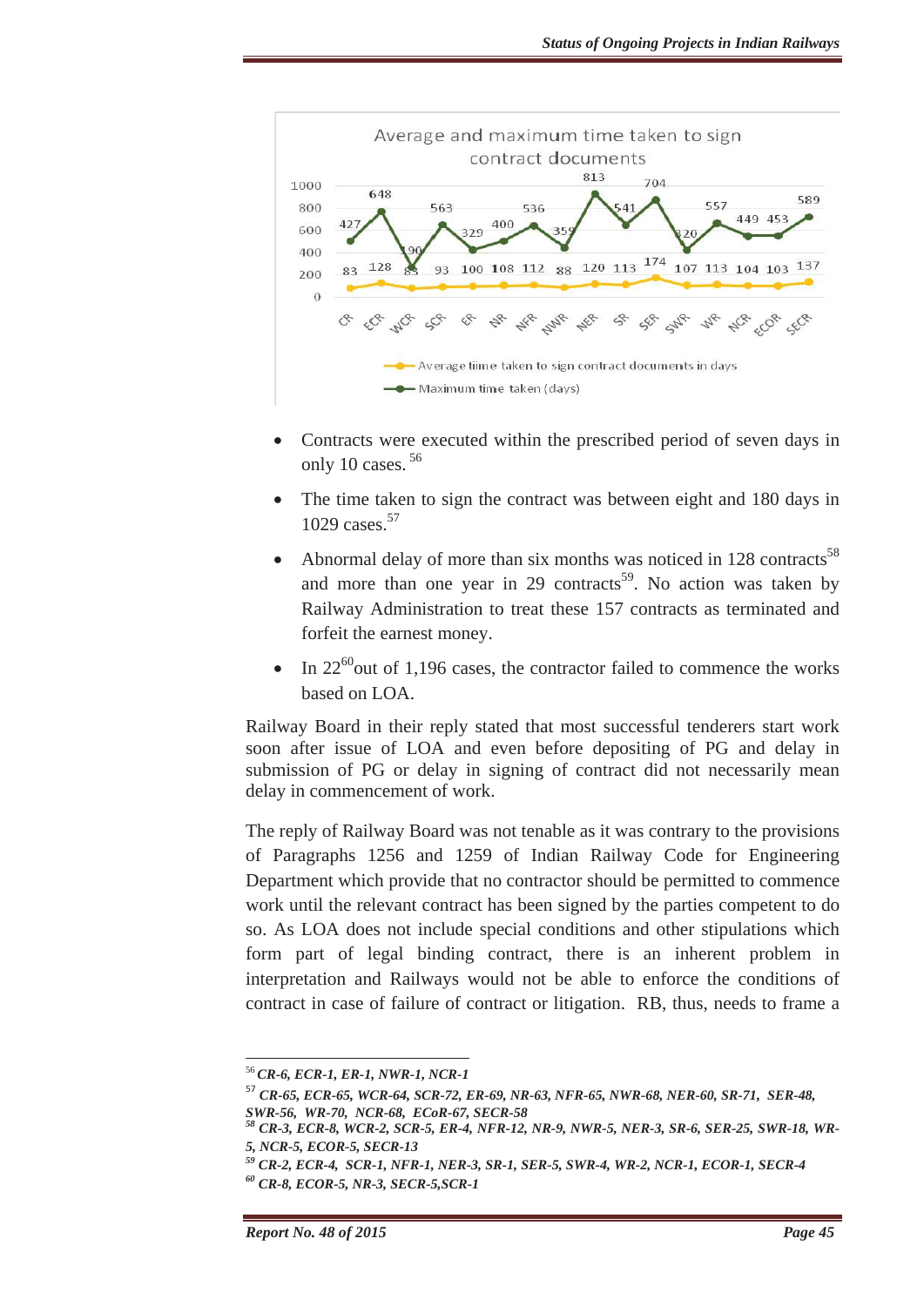**Average and maximum time taken to sign contract documents**

| Zone | Average time taken to sign contract documents in days | Maximum time taken (days) |
|---|---|---|
| CR | 83 | 427 |
| ECR | 128 | 648 |
| WCR | 83 | 190 |
| SCR | 93 | 563 |
| ER | 100 | 329 |
| NR | 108 | 400 |
| NFR | 112 | 536 |
| NWR | 88 | 359 |
| NER | 120 | 813 |
| SR | 113 | 541 |
| SER | 174 | 704 |
| SWR | 107 | 320 |
| WR | 113 | 557 |
| NCR | 104 | 449 |
| ECOR | 103 | 453 |
| SECR | 137 | 589 |

- Contracts were executed within the prescribed period of seven days in only 10 cases. [56]
- The time taken to sign the contract was between eight and 180 days in 1029 cases.[57]
- Abnormal delay of more than six months was noticed in 128 contracts[58] and more than one year in 29 contracts[59]. No action was taken by Railway Administration to treat these 157 contracts as terminated and forfeit the earnest money.
- In 22[60] out of 1,196 cases, the contractor failed to commence the works based on LOA.

Railway Board in their reply stated that most successful tenderers start work soon after issue of LOA and even before depositing of PG and delay in submission of PG or delay in signing of contract did not necessarily mean delay in commencement of work.

The reply of Railway Board was not tenable as it was contrary to the provisions of Paragraphs 1256 and 1259 of Indian Railway Code for Engineering Department which provide that no contractor should be permitted to commence work until the relevant contract has been signed by the parties competent to do so. As LOA does not include special conditions and other stipulations which form part of legal binding contract, there is an inherent problem in interpretation and Railways would not be able to enforce the conditions of contract in case of failure of contract or litigation. RB, thus, needs to frame a

---

[56] *CR-6, ECR-1, ER-1, NWR-1, NCR-1*

[57] *CR-65, ECR-65, WCR-64, SCR-72, ER-69, NR-63, NFR-65, NWR-68, NER-60, SR-71, SER-48, SWR-56, WR-70, NCR-68, ECoR-67, SECR-58*

[58] *CR-3, ECR-8, WCR-2, SCR-5, ER-4, NFR-12, NR-9, NWR-5, NER-3, SR-6, SER-25, SWR-18, WR-5, NCR-5, ECOR-5, SECR-13*

[59] *CR-2, ECR-4, SCR-1, NFR-1, NER-3, SR-1, SER-5, SWR-4, WR-2, NCR-1, ECOR-1, SECR-4*

[60] *CR-8, ECOR-5, NR-3, SECR-5, SCR-1*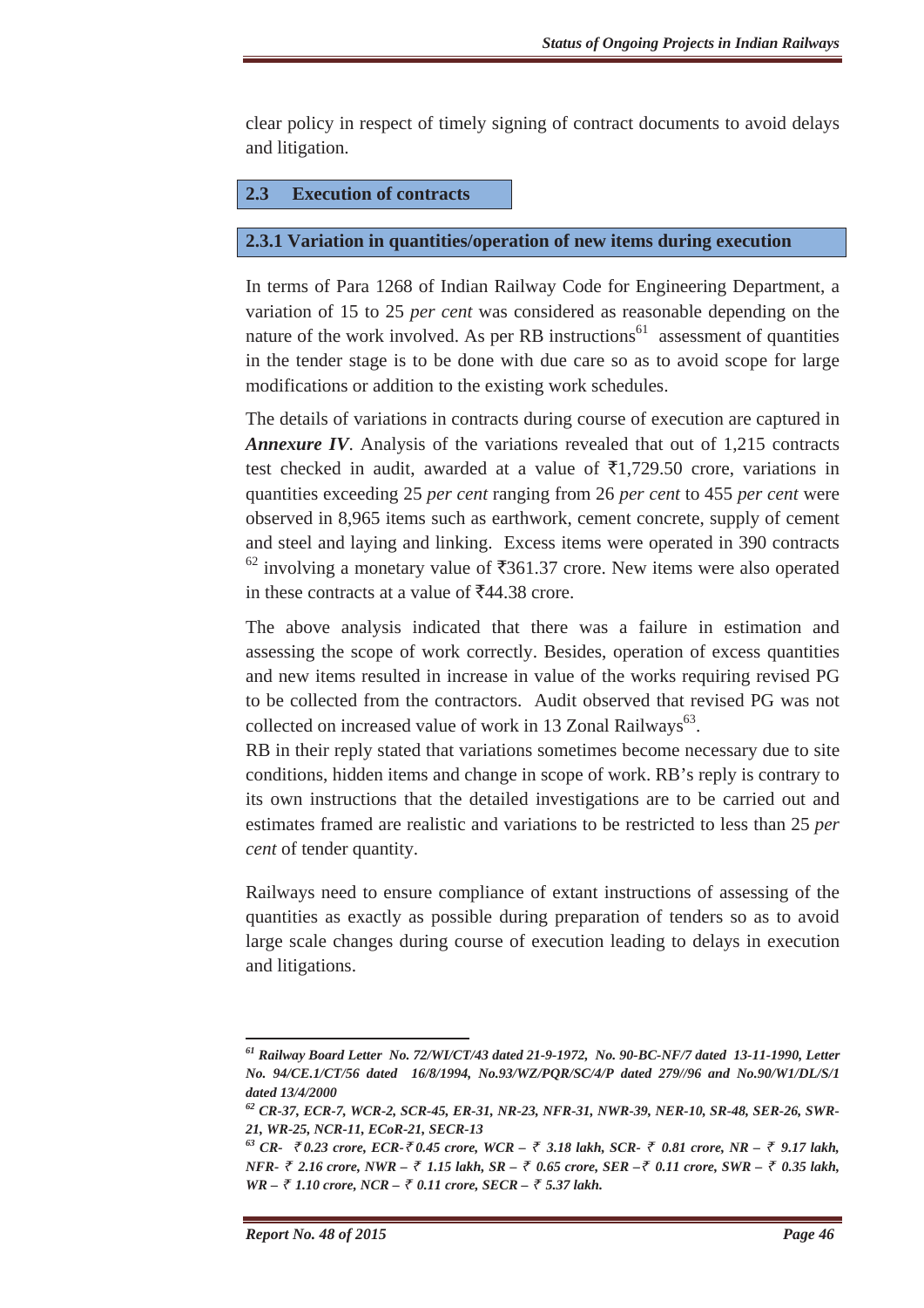clear policy in respect of timely signing of contract documents to avoid delays and litigation.

## 2.3 Execution of contracts

### 2.3.1 Variation in quantities/operation of new items during execution

In terms of Para 1268 of Indian Railway Code for Engineering Department, a variation of 15 to 25 *per cent* was considered as reasonable depending on the nature of the work involved. As per RB instructions[61] assessment of quantities in the tender stage is to be done with due care so as to avoid scope for large modifications or addition to the existing work schedules.

The details of variations in contracts during course of execution are captured in ***Annexure IV***. Analysis of the variations revealed that out of 1,215 contracts test checked in audit, awarded at a value of ₹1,729.50 crore, variations in quantities exceeding 25 *per cent* ranging from 26 *per cent* to 455 *per cent* were observed in 8,965 items such as earthwork, cement concrete, supply of cement and steel and laying and linking. Excess items were operated in 390 contracts [62] involving a monetary value of ₹361.37 crore. New items were also operated in these contracts at a value of ₹44.38 crore.

The above analysis indicated that there was a failure in estimation and assessing the scope of work correctly. Besides, operation of excess quantities and new items resulted in increase in value of the works requiring revised PG to be collected from the contractors. Audit observed that revised PG was not collected on increased value of work in 13 Zonal Railways[63].

RB in their reply stated that variations sometimes become necessary due to site conditions, hidden items and change in scope of work. RB's reply is contrary to its own instructions that the detailed investigations are to be carried out and estimates framed are realistic and variations to be restricted to less than 25 *per cent* of tender quantity.

Railways need to ensure compliance of extant instructions of assessing of the quantities as exactly as possible during preparation of tenders so as to avoid large scale changes during course of execution leading to delays in execution and litigations.

---

***[61] Railway Board Letter No. 72/WI/CT/43 dated 21-9-1972, No. 90-BC-NF/7 dated 13-11-1990, Letter No. 94/CE.1/CT/56 dated 16/8/1994, No.93/WZ/PQR/SC/4/P dated 279//96 and No.90/W1/DL/S/1 dated 13/4/2000***

***[62] CR-37, ECR-7, WCR-2, SCR-45, ER-31, NR-23, NFR-31, NWR-39, NER-10, SR-48, SER-26, SWR-21, WR-25, NCR-11, ECoR-21, SECR-13***

***[63] CR- ₹ 0.23 crore, ECR-₹ 0.45 crore, WCR – ₹ 3.18 lakh, SCR- ₹ 0.81 crore, NR – ₹ 9.17 lakh, NFR- ₹ 2.16 crore, NWR – ₹ 1.15 lakh, SR – ₹ 0.65 crore, SER –₹ 0.11 crore, SWR – ₹ 0.35 lakh, WR – ₹ 1.10 crore, NCR – ₹ 0.11 crore, SECR – ₹ 5.37 lakh.***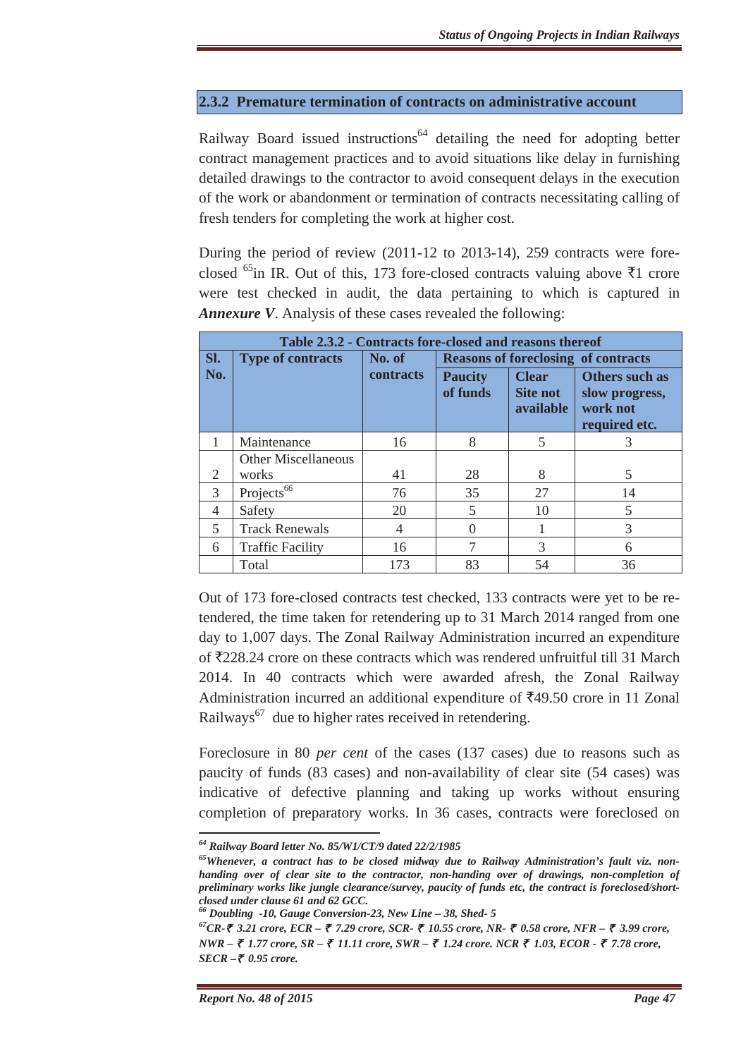### 2.3.2 Premature termination of contracts on administrative account

Railway Board issued instructions[64] detailing the need for adopting better contract management practices and to avoid situations like delay in furnishing detailed drawings to the contractor to avoid consequent delays in the execution of the work or abandonment or termination of contracts necessitating calling of fresh tenders for completing the work at higher cost.

During the period of review (2011-12 to 2013-14), 259 contracts were fore-closed [65]in IR. Out of this, 173 fore-closed contracts valuing above ₹1 crore were test checked in audit, the data pertaining to which is captured in ***Annexure V***. Analysis of these cases revealed the following:

| Table 2.3.2 - Contracts fore-closed and reasons thereof | | | | | |
|---|---|---|---|---|---|
| **Sl. No.** | **Type of contracts** | **No. of contracts** | **Reasons of foreclosing of contracts** | | |
| | | | **Paucity of funds** | **Clear Site not available** | **Others such as slow progress, work not required etc.** |
| 1 | Maintenance | 16 | 8 | 5 | 3 |
| 2 | Other Miscellaneous works | 41 | 28 | 8 | 5 |
| 3 | Projects[66] | 76 | 35 | 27 | 14 |
| 4 | Safety | 20 | 5 | 10 | 5 |
| 5 | Track Renewals | 4 | 0 | 1 | 3 |
| 6 | Traffic Facility | 16 | 7 | 3 | 6 |
| | Total | 173 | 83 | 54 | 36 |

Out of 173 fore-closed contracts test checked, 133 contracts were yet to be re-tendered, the time taken for retendering up to 31 March 2014 ranged from one day to 1,007 days. The Zonal Railway Administration incurred an expenditure of ₹228.24 crore on these contracts which was rendered unfruitful till 31 March 2014. In 40 contracts which were awarded afresh, the Zonal Railway Administration incurred an additional expenditure of ₹49.50 crore in 11 Zonal Railways[67] due to higher rates received in retendering.

Foreclosure in 80 *per cent* of the cases (137 cases) due to reasons such as paucity of funds (83 cases) and non-availability of clear site (54 cases) was indicative of defective planning and taking up works without ensuring completion of preparatory works. In 36 cases, contracts were foreclosed on

---

*[64] **Railway Board letter No. 85/W1/CT/9 dated 22/2/1985***

*[65] **Whenever, a contract has to be closed midway due to Railway Administration's fault viz. non-handing over of clear site to the contractor, non-handing over of drawings, non-completion of preliminary works like jungle clearance/survey, paucity of funds etc, the contract is foreclosed/short-closed under clause 61 and 62 GCC.***

*[66] **Doubling -10, Gauge Conversion-23, New Line – 38, Shed- 5***

*[67] **CR- ₹ 3.21 crore, ECR – ₹ 7.29 crore, SCR- ₹ 10.55 crore, NR- ₹ 0.58 crore, NFR – ₹ 3.99 crore, NWR – ₹ 1.77 crore, SR – ₹ 11.11 crore, SWR – ₹ 1.24 crore. NCR ₹ 1.03, ECOR - ₹ 7.78 crore, SECR – ₹ 0.95 crore.***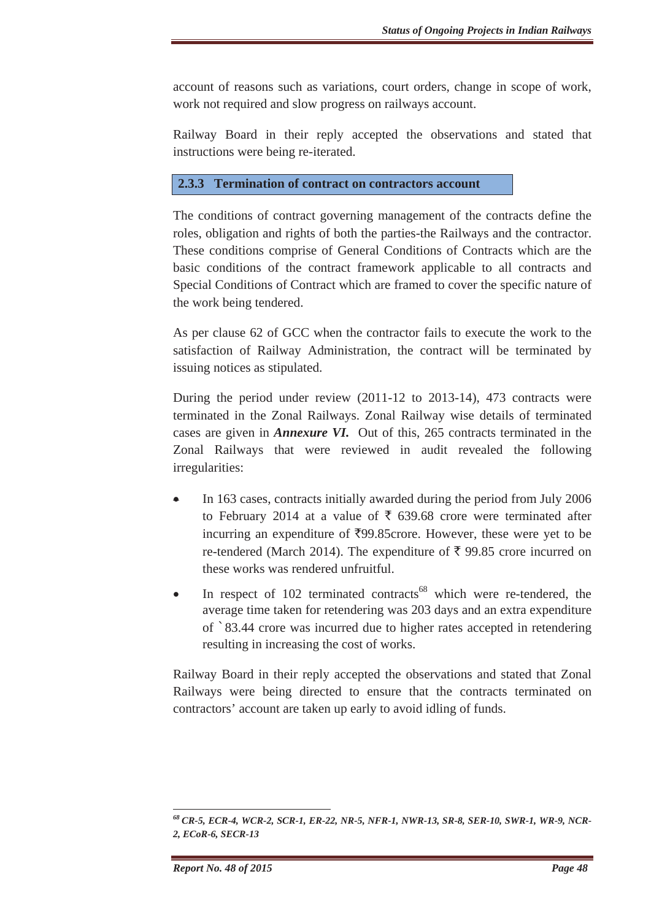account of reasons such as variations, court orders, change in scope of work, work not required and slow progress on railways account.

Railway Board in their reply accepted the observations and stated that instructions were being re-iterated.

### 2.3.3 Termination of contract on contractors account

The conditions of contract governing management of the contracts define the roles, obligation and rights of both the parties-the Railways and the contractor. These conditions comprise of General Conditions of Contracts which are the basic conditions of the contract framework applicable to all contracts and Special Conditions of Contract which are framed to cover the specific nature of the work being tendered.

As per clause 62 of GCC when the contractor fails to execute the work to the satisfaction of Railway Administration, the contract will be terminated by issuing notices as stipulated.

During the period under review (2011-12 to 2013-14), 473 contracts were terminated in the Zonal Railways. Zonal Railway wise details of terminated cases are given in ***Annexure VI.*** Out of this, 265 contracts terminated in the Zonal Railways that were reviewed in audit revealed the following irregularities:

- In 163 cases, contracts initially awarded during the period from July 2006 to February 2014 at a value of ₹ 639.68 crore were terminated after incurring an expenditure of ₹99.85crore. However, these were yet to be re-tendered (March 2014). The expenditure of ₹ 99.85 crore incurred on these works was rendered unfruitful.
- In respect of 102 terminated contracts[68] which were re-tendered, the average time taken for retendering was 203 days and an extra expenditure of ` 83.44 crore was incurred due to higher rates accepted in retendering resulting in increasing the cost of works.

Railway Board in their reply accepted the observations and stated that Zonal Railways were being directed to ensure that the contracts terminated on contractors' account are taken up early to avoid idling of funds.

---

[68] ***CR-5, ECR-4, WCR-2, SCR-1, ER-22, NR-5, NFR-1, NWR-13, SR-8, SER-10, SWR-1, WR-9, NCR-2, ECoR-6, SECR-13***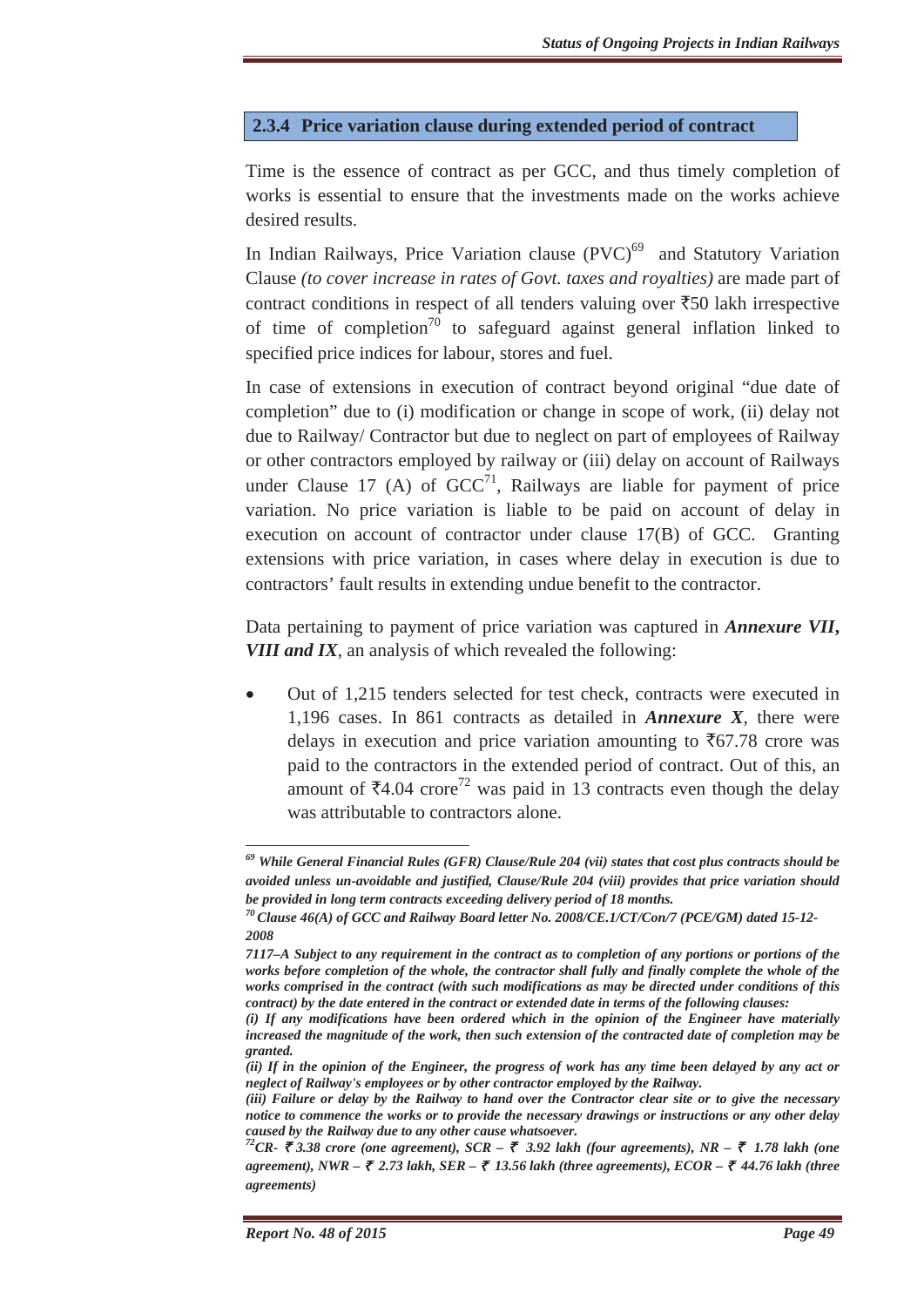### 2.3.4 Price variation clause during extended period of contract

Time is the essence of contract as per GCC, and thus timely completion of works is essential to ensure that the investments made on the works achieve desired results.

In Indian Railways, Price Variation clause (PVC)[69] and Statutory Variation Clause *(to cover increase in rates of Govt. taxes and royalties)* are made part of contract conditions in respect of all tenders valuing over ₹50 lakh irrespective of time of completion[70] to safeguard against general inflation linked to specified price indices for labour, stores and fuel.

In case of extensions in execution of contract beyond original "due date of completion" due to (i) modification or change in scope of work, (ii) delay not due to Railway/ Contractor but due to neglect on part of employees of Railway or other contractors employed by railway or (iii) delay on account of Railways under Clause 17 (A) of GCC[71], Railways are liable for payment of price variation. No price variation is liable to be paid on account of delay in execution on account of contractor under clause 17(B) of GCC. Granting extensions with price variation, in cases where delay in execution is due to contractors' fault results in extending undue benefit to the contractor.

Data pertaining to payment of price variation was captured in ***Annexure VII, VIII and IX***, an analysis of which revealed the following:

- Out of 1,215 tenders selected for test check, contracts were executed in 1,196 cases. In 861 contracts as detailed in ***Annexure X***, there were delays in execution and price variation amounting to ₹67.78 crore was paid to the contractors in the extended period of contract. Out of this, an amount of ₹4.04 crore[72] was paid in 13 contracts even though the delay was attributable to contractors alone.

---

***[69] While General Financial Rules (GFR) Clause/Rule 204 (vii) states that cost plus contracts should be avoided unless un-avoidable and justified, Clause/Rule 204 (viii) provides that price variation should be provided in long term contracts exceeding delivery period of 18 months.***

***[70] Clause 46(A) of GCC and Railway Board letter No. 2008/CE.1/CT/Con/7 (PCE/GM) dated 15-12-2008***

***[71] 17–A Subject to any requirement in the contract as to completion of any portions or portions of the works before completion of the whole, the contractor shall fully and finally complete the whole of the works comprised in the contract (with such modifications as may be directed under conditions of this contract) by the date entered in the contract or extended date in terms of the following clauses:***

***(i) If any modifications have been ordered which in the opinion of the Engineer have materially increased the magnitude of the work, then such extension of the contracted date of completion may be granted.***

***(ii) If in the opinion of the Engineer, the progress of work has any time been delayed by any act or neglect of Railway's employees or by other contractor employed by the Railway.***

***(iii) Failure or delay by the Railway to hand over the Contractor clear site or to give the necessary notice to commence the works or to provide the necessary drawings or instructions or any other delay caused by the Railway due to any other cause whatsoever.***

***[72] CR- ₹ 3.38 crore (one agreement), SCR – ₹ 3.92 lakh (four agreements), NR – ₹ 1.78 lakh (one agreement), NWR – ₹ 2.73 lakh, SER – ₹ 13.56 lakh (three agreements), ECOR – ₹ 44.76 lakh (three agreements)***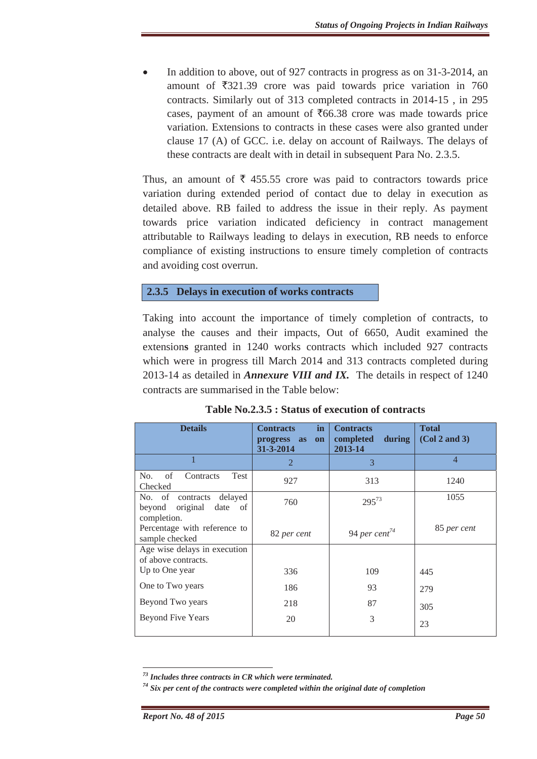- In addition to above, out of 927 contracts in progress as on 31-3-2014, an amount of ₹321.39 crore was paid towards price variation in 760 contracts. Similarly out of 313 completed contracts in 2014-15 , in 295 cases, payment of an amount of ₹66.38 crore was made towards price variation. Extensions to contracts in these cases were also granted under clause 17 (A) of GCC. i.e. delay on account of Railways. The delays of these contracts are dealt with in detail in subsequent Para No. 2.3.5.

Thus, an amount of ₹ 455.55 crore was paid to contractors towards price variation during extended period of contact due to delay in execution as detailed above. RB failed to address the issue in their reply. As payment towards price variation indicated deficiency in contract management attributable to Railways leading to delays in execution, RB needs to enforce compliance of existing instructions to ensure timely completion of contracts and avoiding cost overrun.

### 2.3.5 Delays in execution of works contracts

Taking into account the importance of timely completion of contracts, to analyse the causes and their impacts, Out of 6650, Audit examined the extension**s** granted in 1240 works contracts which included 927 contracts which were in progress till March 2014 and 313 contracts completed during 2013-14 as detailed in ***Annexure VIII and IX.*** The details in respect of 1240 contracts are summarised in the Table below:

**Table No.2.3.5 : Status of execution of contracts**

| Details | Contracts in progress as on 31-3-2014 | Contracts completed during 2013-14 | Total (Col 2 and 3) |
|---|---|---|---|
| 1 | 2 | 3 | 4 |
| No. of Contracts Test Checked | 927 | 313 | 1240 |
| No. of contracts delayed beyond original date of completion. | 760 | 295[73] | 1055 |
| Percentage with reference to sample checked | 82 *per cent* | 94 *per cent*[74] | 85 *per cent* |
| Age wise delays in execution of above contracts. | | | |
| Up to One year | 336 | 109 | 445 |
| One to Two years | 186 | 93 | 279 |
| Beyond Two years | 218 | 87 | 305 |
| Beyond Five Years | 20 | 3 | 23 |

---

[73] ***Includes three contracts in CR which were terminated.***

[74] ***Six per cent of the contracts were completed within the original date of completion***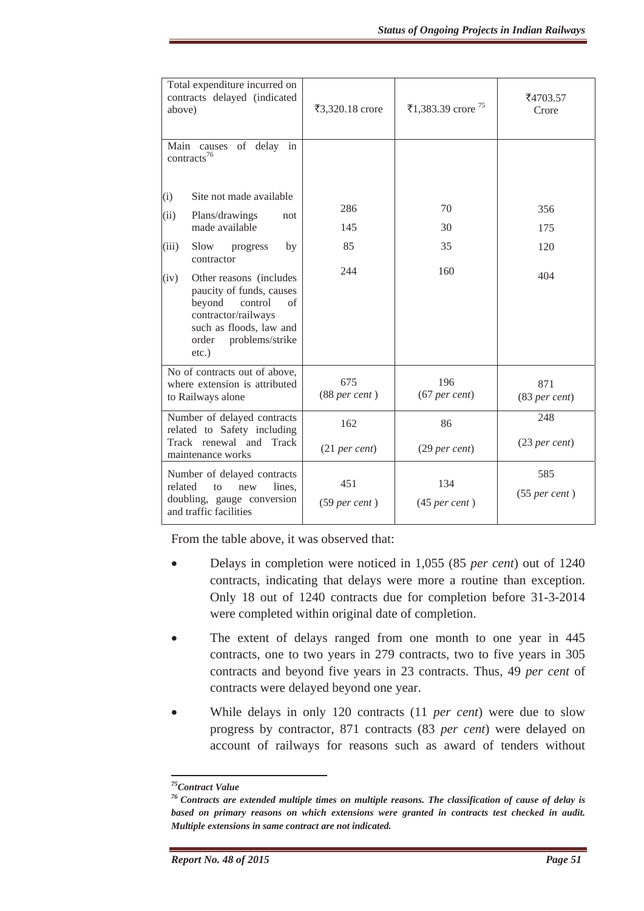| | | | |
|---|---|---|---|
| Total expenditure incurred on contracts delayed (indicated above) | ₹3,320.18 crore | ₹1,383.39 crore [75] | ₹4703.57 Crore |
| Main causes of delay in contracts[76] | | | |
| (i) Site not made available | 286 | 70 | 356 |
| (ii) Plans/drawings not made available | 145 | 30 | 175 |
| (iii) Slow progress by contractor | 85 | 35 | 120 |
| (iv) Other reasons (includes paucity of funds, causes beyond control of contractor/railways such as floods, law and order problems/strike etc.) | 244 | 160 | 404 |
| No of contracts out of above, where extension is attributed to Railways alone | 675 (88 *per cent* ) | 196 (67 *per cent*) | 871 (83 *per cent*) |
| Number of delayed contracts related to Safety including Track renewal and Track maintenance works | 162 (21 *per cent*) | 86 (29 *per cent*) | 248 (23 *per cent*) |
| Number of delayed contracts related to new lines, doubling, gauge conversion and traffic facilities | 451 (59 *per cent* ) | 134 (45 *per cent* ) | 585 (55 *per cent* ) |

From the table above, it was observed that:

- Delays in completion were noticed in 1,055 (85 *per cent*) out of 1240 contracts, indicating that delays were more a routine than exception. Only 18 out of 1240 contracts due for completion before 31-3-2014 were completed within original date of completion.
- The extent of delays ranged from one month to one year in 445 contracts, one to two years in 279 contracts, two to five years in 305 contracts and beyond five years in 23 contracts. Thus, 49 *per cent* of contracts were delayed beyond one year.
- While delays in only 120 contracts (11 *per cent*) were due to slow progress by contractor, 871 contracts (83 *per cent*) were delayed on account of railways for reasons such as award of tenders without

---

[75] ***Contract Value***

[76] ***Contracts are extended multiple times on multiple reasons. The classification of cause of delay is based on primary reasons on which extensions were granted in contracts test checked in audit. Multiple extensions in same contract are not indicated.***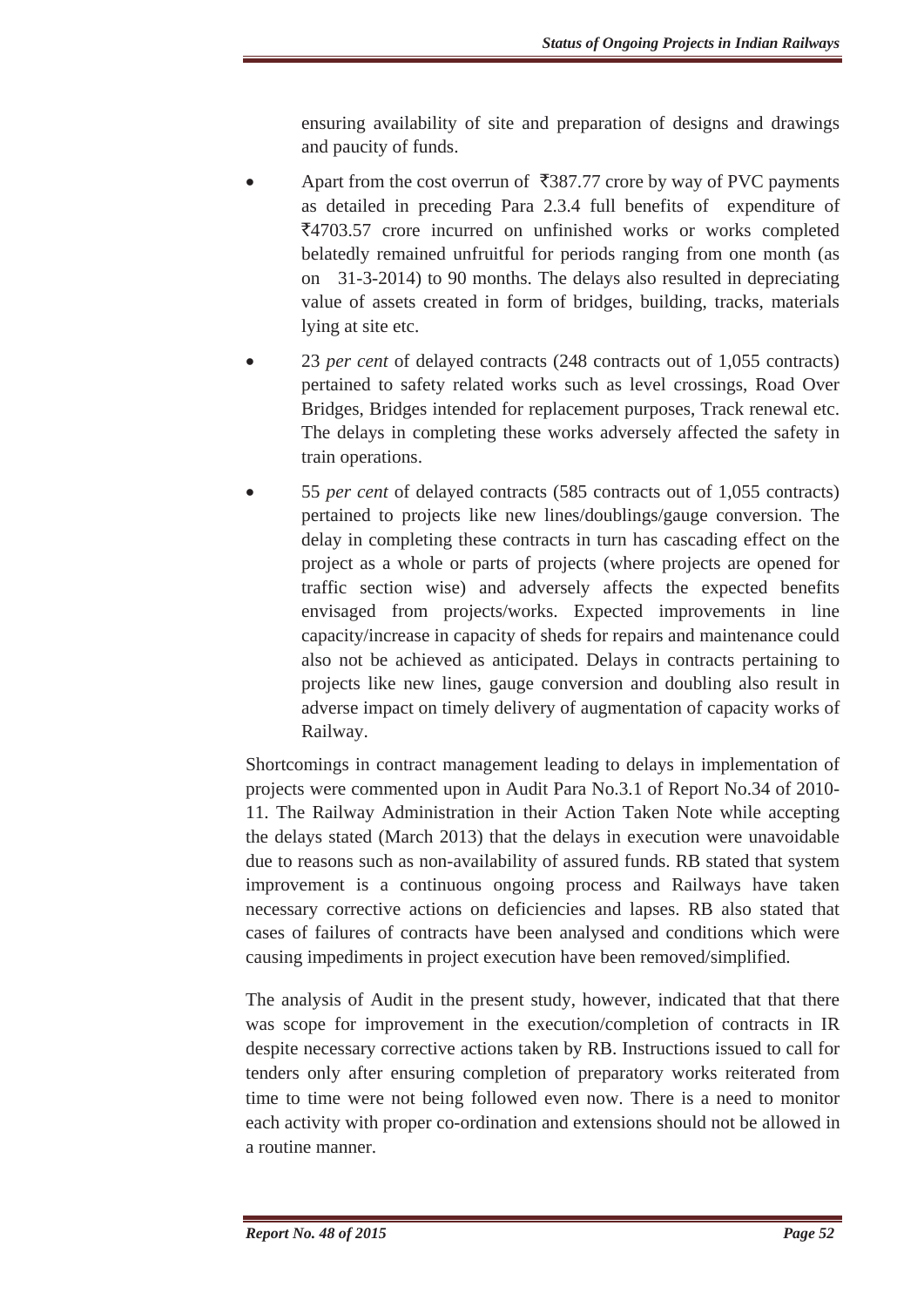ensuring availability of site and preparation of designs and drawings and paucity of funds.

- Apart from the cost overrun of ₹387.77 crore by way of PVC payments as detailed in preceding Para 2.3.4 full benefits of expenditure of ₹4703.57 crore incurred on unfinished works or works completed belatedly remained unfruitful for periods ranging from one month (as on 31-3-2014) to 90 months. The delays also resulted in depreciating value of assets created in form of bridges, building, tracks, materials lying at site etc.

- 23 *per cent* of delayed contracts (248 contracts out of 1,055 contracts) pertained to safety related works such as level crossings, Road Over Bridges, Bridges intended for replacement purposes, Track renewal etc. The delays in completing these works adversely affected the safety in train operations.

- 55 *per cent* of delayed contracts (585 contracts out of 1,055 contracts) pertained to projects like new lines/doublings/gauge conversion. The delay in completing these contracts in turn has cascading effect on the project as a whole or parts of projects (where projects are opened for traffic section wise) and adversely affects the expected benefits envisaged from projects/works. Expected improvements in line capacity/increase in capacity of sheds for repairs and maintenance could also not be achieved as anticipated. Delays in contracts pertaining to projects like new lines, gauge conversion and doubling also result in adverse impact on timely delivery of augmentation of capacity works of Railway.

Shortcomings in contract management leading to delays in implementation of projects were commented upon in Audit Para No.3.1 of Report No.34 of 2010-11. The Railway Administration in their Action Taken Note while accepting the delays stated (March 2013) that the delays in execution were unavoidable due to reasons such as non-availability of assured funds. RB stated that system improvement is a continuous ongoing process and Railways have taken necessary corrective actions on deficiencies and lapses. RB also stated that cases of failures of contracts have been analysed and conditions which were causing impediments in project execution have been removed/simplified.

The analysis of Audit in the present study, however, indicated that that there was scope for improvement in the execution/completion of contracts in IR despite necessary corrective actions taken by RB. Instructions issued to call for tenders only after ensuring completion of preparatory works reiterated from time to time were not being followed even now. There is a need to monitor each activity with proper co-ordination and extensions should not be allowed in a routine manner.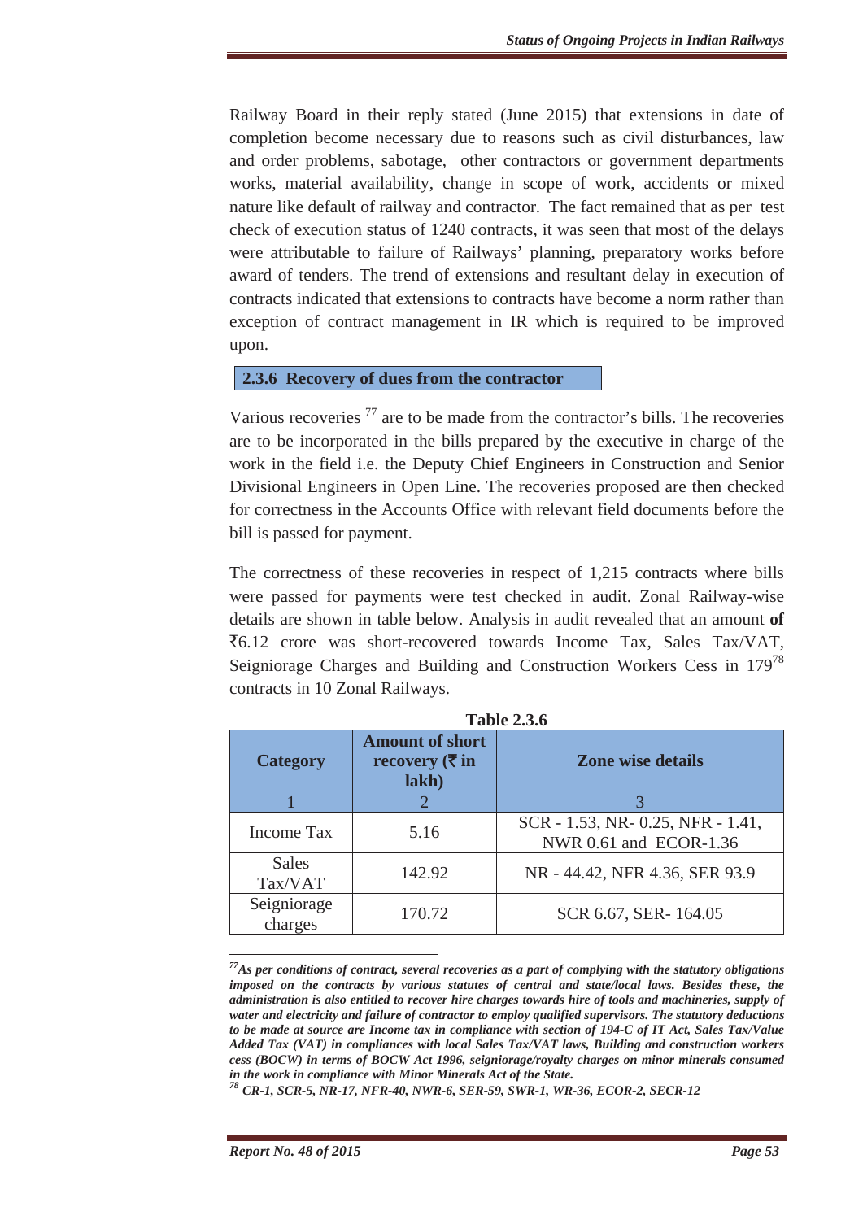Railway Board in their reply stated (June 2015) that extensions in date of completion become necessary due to reasons such as civil disturbances, law and order problems, sabotage, other contractors or government departments works, material availability, change in scope of work, accidents or mixed nature like default of railway and contractor. The fact remained that as per test check of execution status of 1240 contracts, it was seen that most of the delays were attributable to failure of Railways' planning, preparatory works before award of tenders. The trend of extensions and resultant delay in execution of contracts indicated that extensions to contracts have become a norm rather than exception of contract management in IR which is required to be improved upon.

### 2.3.6 Recovery of dues from the contractor

Various recoveries [77] are to be made from the contractor's bills. The recoveries are to be incorporated in the bills prepared by the executive in charge of the work in the field i.e. the Deputy Chief Engineers in Construction and Senior Divisional Engineers in Open Line. The recoveries proposed are then checked for correctness in the Accounts Office with relevant field documents before the bill is passed for payment.

The correctness of these recoveries in respect of 1,215 contracts where bills were passed for payments were test checked in audit. Zonal Railway-wise details are shown in table below. Analysis in audit revealed that an amount **of** ₹6.12 crore was short-recovered towards Income Tax, Sales Tax/VAT, Seigniorage Charges and Building and Construction Workers Cess in 179[78] contracts in 10 Zonal Railways.

**Table 2.3.6**

| Category | Amount of short recovery (₹ in lakh) | Zone wise details |
|---|---|---|
| 1 | 2 | 3 |
| Income Tax | 5.16 | SCR - 1.53, NR- 0.25, NFR - 1.41, NWR 0.61 and ECOR-1.36 |
| Sales Tax/VAT | 142.92 | NR - 44.42, NFR 4.36, SER 93.9 |
| Seigniorage charges | 170.72 | SCR 6.67, SER- 164.05 |

---

[77] *As per conditions of contract, several recoveries as a part of complying with the statutory obligations imposed on the contracts by various statutes of central and state/local laws. Besides these, the administration is also entitled to recover hire charges towards hire of tools and machineries, supply of water and electricity and failure of contractor to employ qualified supervisors. The statutory deductions to be made at source are Income tax in compliance with section of 194-C of IT Act, Sales Tax/Value Added Tax (VAT) in compliances with local Sales Tax/VAT laws, Building and construction workers cess (BOCW) in terms of BOCW Act 1996, seigniorage/royalty charges on minor minerals consumed in the work in compliance with Minor Minerals Act of the State.*

[78] *CR-1, SCR-5, NR-17, NFR-40, NWR-6, SER-59, SWR-1, WR-36, ECOR-2, SECR-12*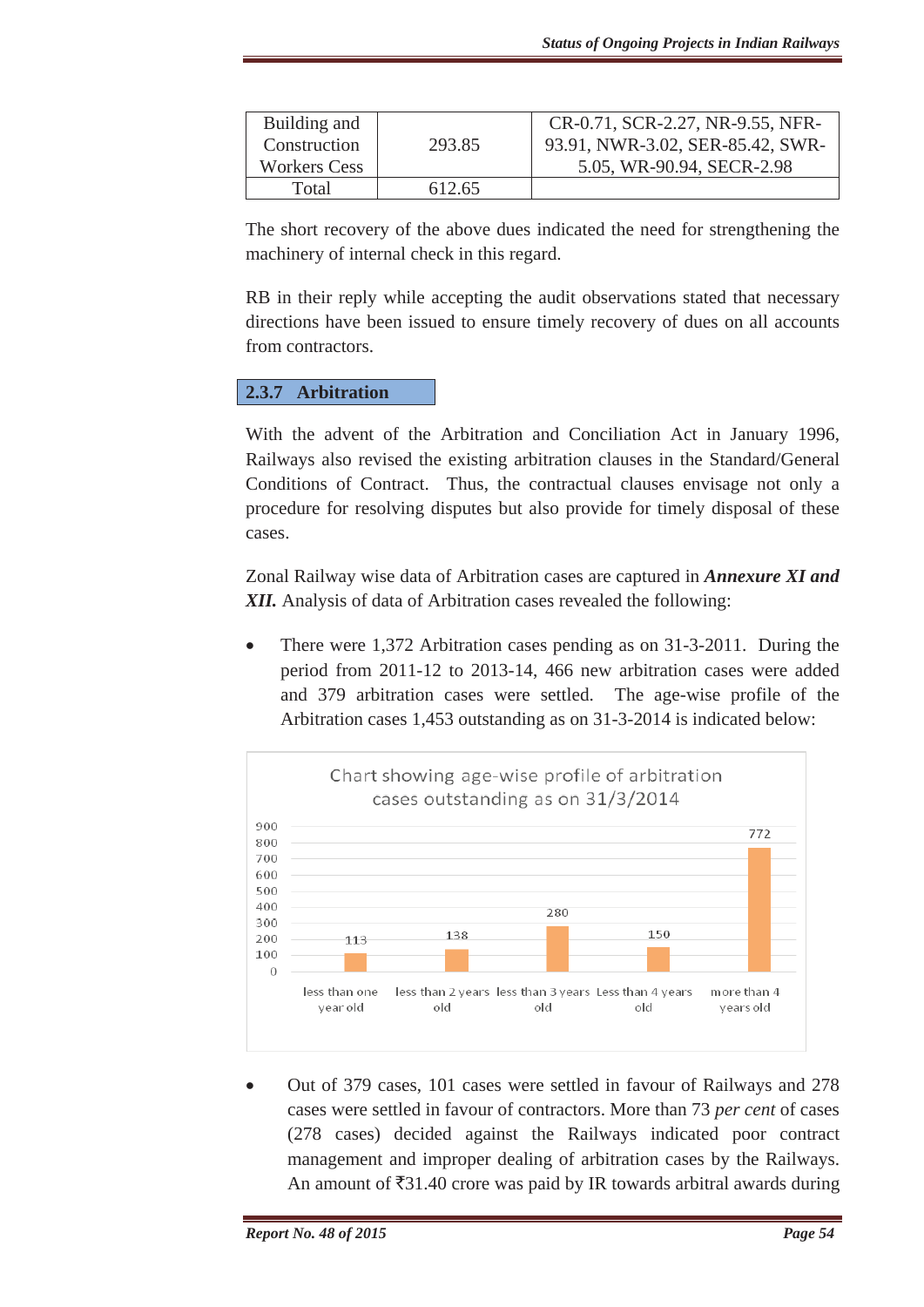| Building and Construction Workers Cess | 293.85 | CR-0.71, SCR-2.27, NR-9.55, NFR-93.91, NWR-3.02, SER-85.42, SWR-5.05, WR-90.94, SECR-2.98 |
|---|---|---|
| Total | 612.65 | |

The short recovery of the above dues indicated the need for strengthening the machinery of internal check in this regard.

RB in their reply while accepting the audit observations stated that necessary directions have been issued to ensure timely recovery of dues on all accounts from contractors.

### 2.3.7 Arbitration

With the advent of the Arbitration and Conciliation Act in January 1996, Railways also revised the existing arbitration clauses in the Standard/General Conditions of Contract. Thus, the contractual clauses envisage not only a procedure for resolving disputes but also provide for timely disposal of these cases.

Zonal Railway wise data of Arbitration cases are captured in ***Annexure XI and XII.*** Analysis of data of Arbitration cases revealed the following:

- There were 1,372 Arbitration cases pending as on 31-3-2011. During the period from 2011-12 to 2013-14, 466 new arbitration cases were added and 379 arbitration cases were settled. The age-wise profile of the Arbitration cases 1,453 outstanding as on 31-3-2014 is indicated below:

Chart showing age-wise profile of arbitration cases outstanding as on 31/3/2014

| Age | Number of cases |
|---|---|
| less than one year old | 113 |
| less than 2 years old | 138 |
| less than 3 years old | 280 |
| Less than 4 years old | 150 |
| more than 4 years old | 772 |

- Out of 379 cases, 101 cases were settled in favour of Railways and 278 cases were settled in favour of contractors. More than 73 *per cent* of cases (278 cases) decided against the Railways indicated poor contract management and improper dealing of arbitration cases by the Railways. An amount of ₹31.40 crore was paid by IR towards arbitral awards during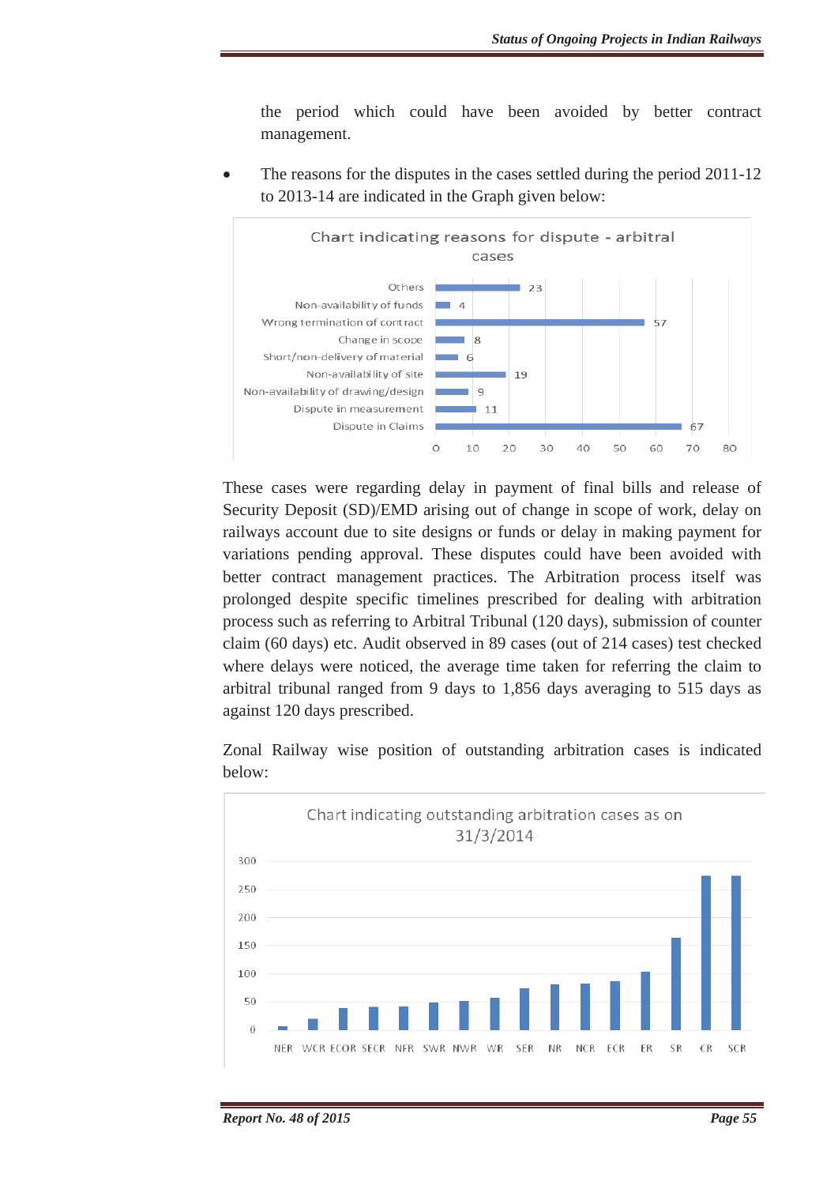the period which could have been avoided by better contract management.

- The reasons for the disputes in the cases settled during the period 2011-12 to 2013-14 are indicated in the Graph given below:

**Chart indicating reasons for dispute - arbitral cases**

| Reason | Number of cases |
|---|---|
| Others | 23 |
| Non-availability of funds | 4 |
| Wrong termination of contract | 57 |
| Change in scope | 8 |
| Short/non-delivery of material | 6 |
| Non-availability of site | 19 |
| Non-availability of drawing/design | 9 |
| Dispute in measurement | 11 |
| Dispute in Claims | 67 |

These cases were regarding delay in payment of final bills and release of Security Deposit (SD)/EMD arising out of change in scope of work, delay on railways account due to site designs or funds or delay in making payment for variations pending approval. These disputes could have been avoided with better contract management practices. The Arbitration process itself was prolonged despite specific timelines prescribed for dealing with arbitration process such as referring to Arbitral Tribunal (120 days), submission of counter claim (60 days) etc. Audit observed in 89 cases (out of 214 cases) test checked where delays were noticed, the average time taken for referring the claim to arbitral tribunal ranged from 9 days to 1,856 days averaging to 515 days as against 120 days prescribed.

Zonal Railway wise position of outstanding arbitration cases is indicated below:

**Chart indicating outstanding arbitration cases as on 31/3/2014**

(Zonal Railways shown: NER, WCR, ECOR, SECR, NFR, SWR, NWR, WR, SER, NR, NCR, ECR, ER, SR, CR, SCR)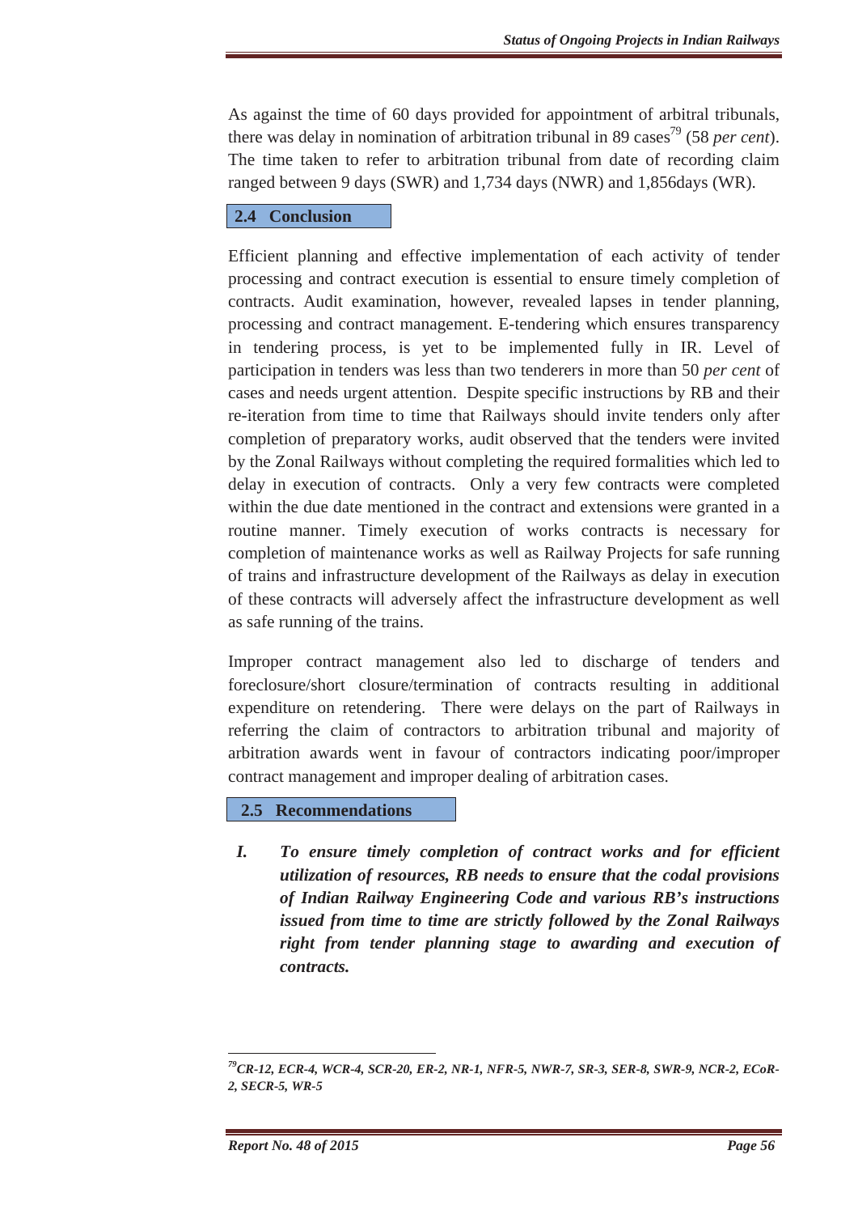As against the time of 60 days provided for appointment of arbitral tribunals, there was delay in nomination of arbitration tribunal in 89 cases[79] (58 *per cent*). The time taken to refer to arbitration tribunal from date of recording claim ranged between 9 days (SWR) and 1,734 days (NWR) and 1,856days (WR).

## 2.4 Conclusion

Efficient planning and effective implementation of each activity of tender processing and contract execution is essential to ensure timely completion of contracts. Audit examination, however, revealed lapses in tender planning, processing and contract management. E-tendering which ensures transparency in tendering process, is yet to be implemented fully in IR. Level of participation in tenders was less than two tenderers in more than 50 *per cent* of cases and needs urgent attention. Despite specific instructions by RB and their re-iteration from time to time that Railways should invite tenders only after completion of preparatory works, audit observed that the tenders were invited by the Zonal Railways without completing the required formalities which led to delay in execution of contracts. Only a very few contracts were completed within the due date mentioned in the contract and extensions were granted in a routine manner. Timely execution of works contracts is necessary for completion of maintenance works as well as Railway Projects for safe running of trains and infrastructure development of the Railways as delay in execution of these contracts will adversely affect the infrastructure development as well as safe running of the trains.

Improper contract management also led to discharge of tenders and foreclosure/short closure/termination of contracts resulting in additional expenditure on retendering. There were delays on the part of Railways in referring the claim of contractors to arbitration tribunal and majority of arbitration awards went in favour of contractors indicating poor/improper contract management and improper dealing of arbitration cases.

## 2.5 Recommendations

I. ***To ensure timely completion of contract works and for efficient utilization of resources, RB needs to ensure that the codal provisions of Indian Railway Engineering Code and various RB's instructions issued from time to time are strictly followed by the Zonal Railways right from tender planning stage to awarding and execution of contracts.***

---

[79] ***CR-12, ECR-4, WCR-4, SCR-20, ER-2, NR-1, NFR-5, NWR-7, SR-3, SER-8, SWR-9, NCR-2, ECoR-2, SECR-5, WR-5***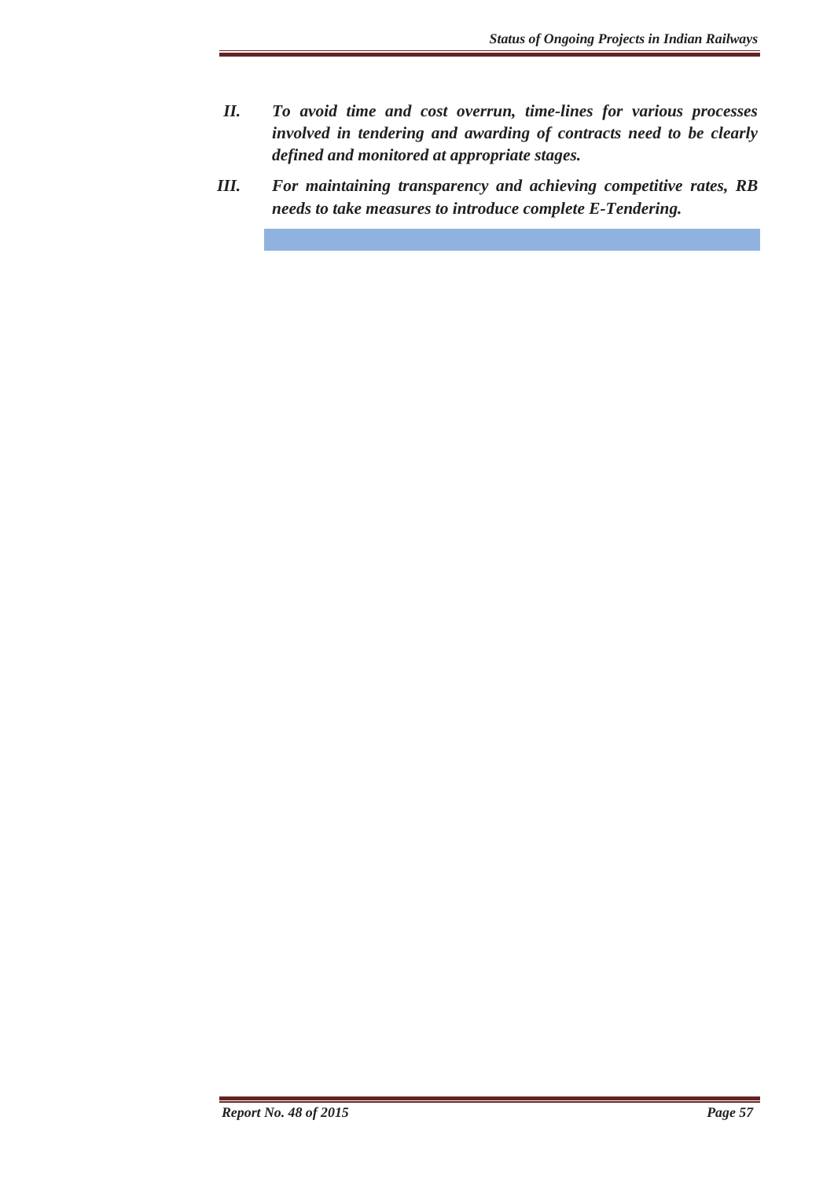*II.* ***To avoid time and cost overrun, time-lines for various processes involved in tendering and awarding of contracts need to be clearly defined and monitored at appropriate stages.***

*III.* ***For maintaining transparency and achieving competitive rates, RB needs to take measures to introduce complete E-Tendering.***